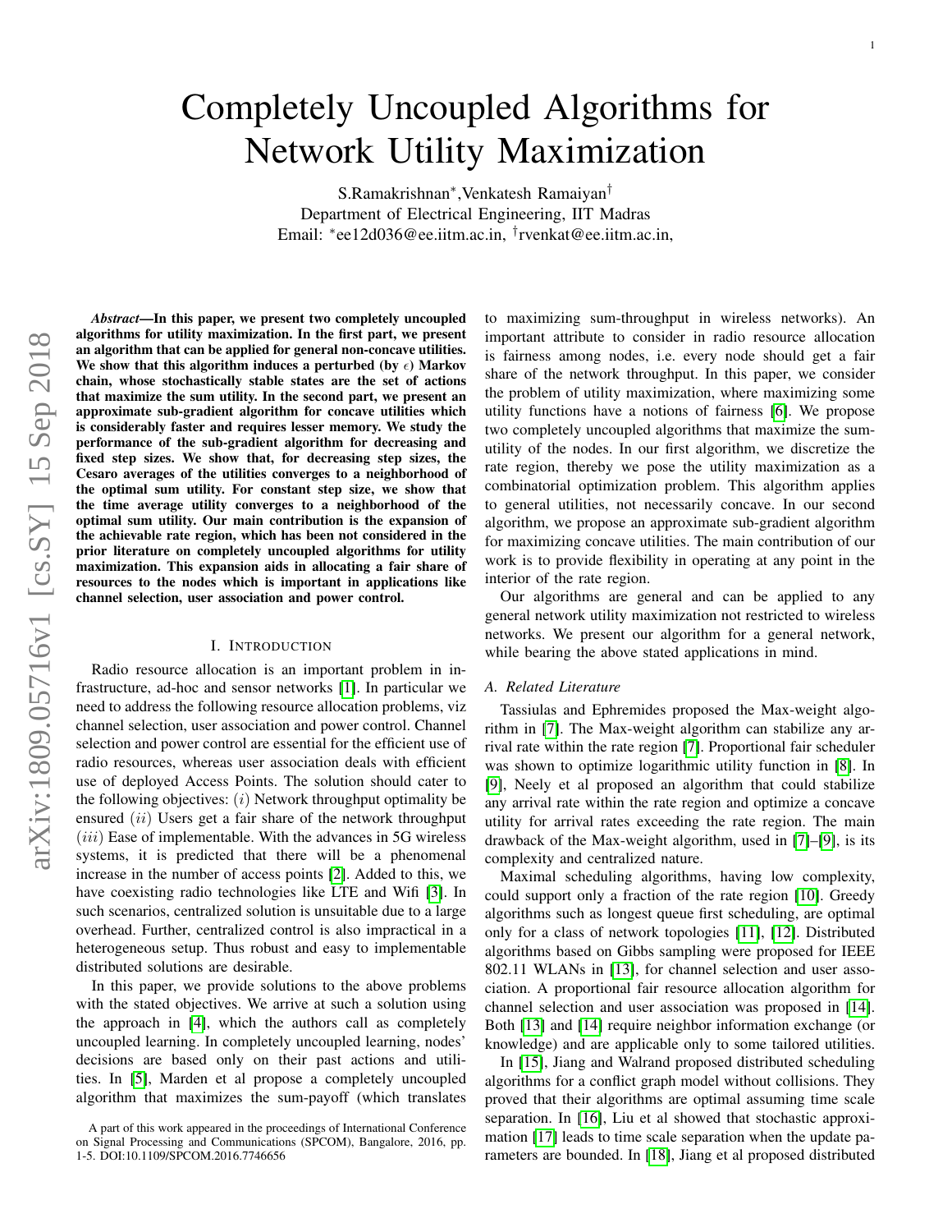# Completely Uncoupled Algorithms for Network Utility Maximization

S.Ramakrishnan*, Venkatesh Ramaiyan†
Department of Electrical Engineering, IIT Madras
Email: *ee12d036@ee.iitm.ac.in, †rvenkat@ee.iitm.ac.in,

***Abstract*—In this paper, we present two completely uncoupled algorithms for utility maximization. In the first part, we present an algorithm that can be applied for general non-concave utilities. We show that this algorithm induces a perturbed (by $\epsilon$) Markov chain, whose stochastically stable states are the set of actions that maximize the sum utility. In the second part, we present an approximate sub-gradient algorithm for concave utilities which is considerably faster and requires lesser memory. We study the performance of the sub-gradient algorithm for decreasing and fixed step sizes. We show that, for decreasing step sizes, the Cesaro averages of the utilities converges to a neighborhood of the optimal sum utility. For constant step size, we show that the time average utility converges to a neighborhood of the optimal sum utility. Our main contribution is the expansion of the achievable rate region, which has been not considered in the prior literature on completely uncoupled algorithms for utility maximization. This expansion aids in allocating a fair share of resources to the nodes which is important in applications like channel selection, user association and power control.**

## I. Introduction

Radio resource allocation is an important problem in infrastructure, ad-hoc and sensor networks [1]. In particular we need to address the following resource allocation problems, viz channel selection, user association and power control. Channel selection and power control are essential for the efficient use of radio resources, whereas user association deals with efficient use of deployed Access Points. The solution should cater to the following objectives: $(i)$ Network throughput optimality be ensured $(ii)$ Users get a fair share of the network throughput $(iii)$ Ease of implementable. With the advances in 5G wireless systems, it is predicted that there will be a phenomenal increase in the number of access points [2]. Added to this, we have coexisting radio technologies like LTE and Wifi [3]. In such scenarios, centralized solution is unsuitable due to a large overhead. Further, centralized control is also impractical in a heterogeneous setup. Thus robust and easy to implementable distributed solutions are desirable.

In this paper, we provide solutions to the above problems with the stated objectives. We arrive at such a solution using the approach in [4], which the authors call as completely uncoupled learning. In completely uncoupled learning, nodes' decisions are based only on their past actions and utilities. In [5], Marden et al propose a completely uncoupled algorithm that maximizes the sum-payoff (which translates to maximizing sum-throughput in wireless networks). An important attribute to consider in radio resource allocation is fairness among nodes, i.e. every node should get a fair share of the network throughput. In this paper, we consider the problem of utility maximization, where maximizing some utility functions have a notions of fairness [6]. We propose two completely uncoupled algorithms that maximize the sum-utility of the nodes. In our first algorithm, we discretize the rate region, thereby we pose the utility maximization as a combinatorial optimization problem. This algorithm applies to general utilities, not necessarily concave. In our second algorithm, we propose an approximate sub-gradient algorithm for maximizing concave utilities. The main contribution of our work is to provide flexibility in operating at any point in the interior of the rate region.

Our algorithms are general and can be applied to any general network utility maximization not restricted to wireless networks. We present our algorithm for a general network, while bearing the above stated applications in mind.

### A. Related Literature

Tassiulas and Ephremides proposed the Max-weight algorithm in [7]. The Max-weight algorithm can stabilize any arrival rate within the rate region [7]. Proportional fair scheduler was shown to optimize logarithmic utility function in [8]. In [9], Neely et al proposed an algorithm that could stabilize any arrival rate within the rate region and optimize a concave utility for arrival rates exceeding the rate region. The main drawback of the Max-weight algorithm, used in [7]–[9], is its complexity and centralized nature.

Maximal scheduling algorithms, having low complexity, could support only a fraction of the rate region [10]. Greedy algorithms such as longest queue first scheduling, are optimal only for a class of network topologies [11], [12]. Distributed algorithms based on Gibbs sampling were proposed for IEEE 802.11 WLANs in [13], for channel selection and user association. A proportional fair resource allocation algorithm for channel selection and user association was proposed in [14]. Both [13] and [14] require neighbor information exchange (or knowledge) and are applicable only to some tailored utilities.

In [15], Jiang and Walrand proposed distributed scheduling algorithms for a conflict graph model without collisions. They proved that their algorithms are optimal assuming time scale separation. In [16], Liu et al showed that stochastic approximation [17] leads to time scale separation when the update parameters are bounded. In [18], Jiang et al proposed distributed

A part of this work appeared in the proceedings of International Conference on Signal Processing and Communications (SPCOM), Bangalore, 2016, pp. 1-5. DOI:10.1109/SPCOM.2016.7746656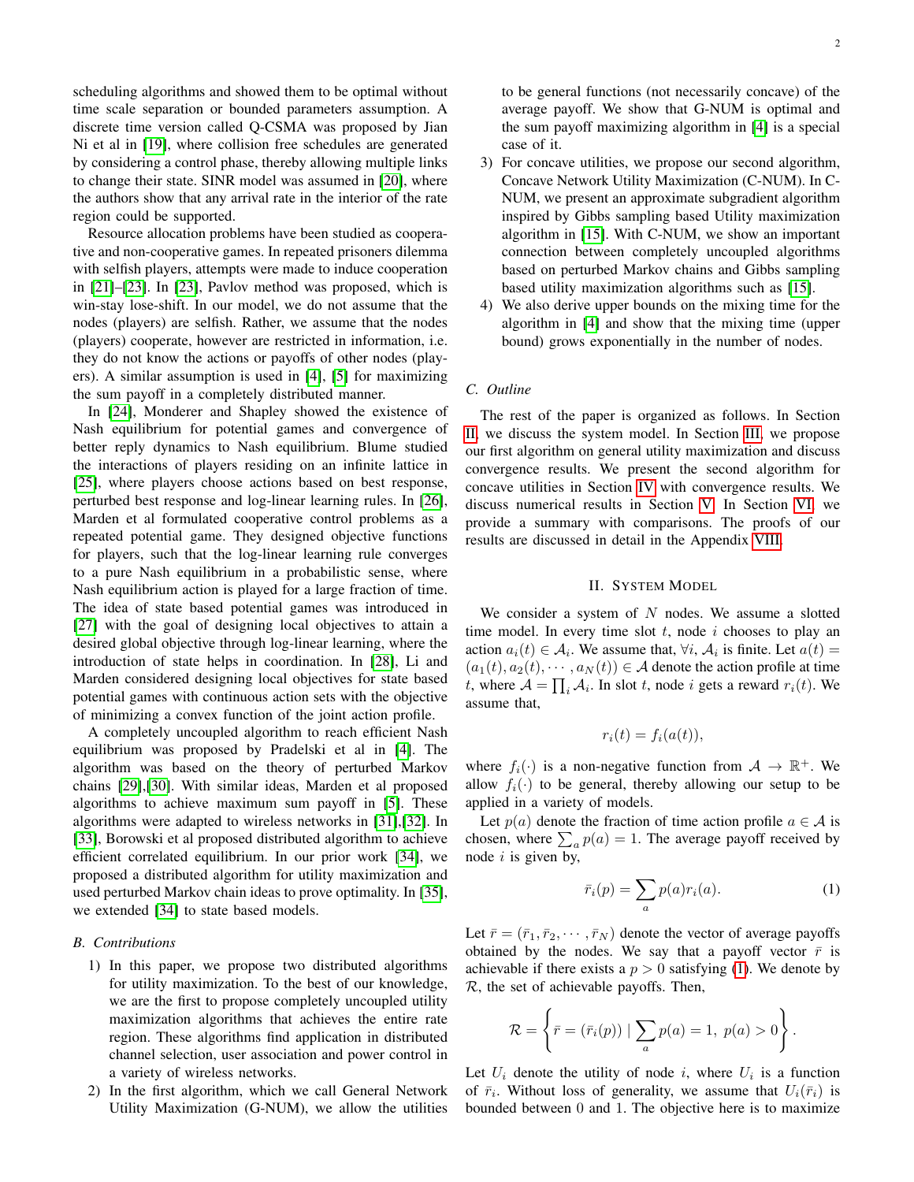scheduling algorithms and showed them to be optimal without time scale separation or bounded parameters assumption. A discrete time version called Q-CSMA was proposed by Jian Ni et al in [19], where collision free schedules are generated by considering a control phase, thereby allowing multiple links to change their state. SINR model was assumed in [20], where the authors show that any arrival rate in the interior of the rate region could be supported.

Resource allocation problems have been studied as cooperative and non-cooperative games. In repeated prisoners dilemma with selfish players, attempts were made to induce cooperation in [21]–[23]. In [23], Pavlov method was proposed, which is win-stay lose-shift. In our model, we do not assume that the nodes (players) are selfish. Rather, we assume that the nodes (players) cooperate, however are restricted in information, i.e. they do not know the actions or payoffs of other nodes (players). A similar assumption is used in [4], [5] for maximizing the sum payoff in a completely distributed manner.

In [24], Monderer and Shapley showed the existence of Nash equilibrium for potential games and convergence of better reply dynamics to Nash equilibrium. Blume studied the interactions of players residing on an infinite lattice in [25], where players choose actions based on best response, perturbed best response and log-linear learning rules. In [26], Marden et al formulated cooperative control problems as a repeated potential game. They designed objective functions for players, such that the log-linear learning rule converges to a pure Nash equilibrium in a probabilistic sense, where Nash equilibrium action is played for a large fraction of time. The idea of state based potential games was introduced in [27] with the goal of designing local objectives to attain a desired global objective through log-linear learning, where the introduction of state helps in coordination. In [28], Li and Marden considered designing local objectives for state based potential games with continuous action sets with the objective of minimizing a convex function of the joint action profile.

A completely uncoupled algorithm to reach efficient Nash equilibrium was proposed by Pradelski et al in [4]. The algorithm was based on the theory of perturbed Markov chains [29],[30]. With similar ideas, Marden et al proposed algorithms to achieve maximum sum payoff in [5]. These algorithms were adapted to wireless networks in [31],[32]. In [33], Borowski et al proposed distributed algorithm to achieve efficient correlated equilibrium. In our prior work [34], we proposed a distributed algorithm for utility maximization and used perturbed Markov chain ideas to prove optimality. In [35], we extended [34] to state based models.

### B. Contributions

1) In this paper, we propose two distributed algorithms for utility maximization. To the best of our knowledge, we are the first to propose completely uncoupled utility maximization algorithms that achieves the entire rate region. These algorithms find application in distributed channel selection, user association and power control in a variety of wireless networks.
2) In the first algorithm, which we call General Network Utility Maximization (G-NUM), we allow the utilities to be general functions (not necessarily concave) of the average payoff. We show that G-NUM is optimal and the sum payoff maximizing algorithm in [4] is a special case of it.
3) For concave utilities, we propose our second algorithm, Concave Network Utility Maximization (C-NUM). In C-NUM, we present an approximate subgradient algorithm inspired by Gibbs sampling based Utility maximization algorithm in [15]. With C-NUM, we show an important connection between completely uncoupled algorithms based on perturbed Markov chains and Gibbs sampling based utility maximization algorithms such as [15].
4) We also derive upper bounds on the mixing time for the algorithm in [4] and show that the mixing time (upper bound) grows exponentially in the number of nodes.

### C. Outline

The rest of the paper is organized as follows. In Section II, we discuss the system model. In Section III, we propose our first algorithm on general utility maximization and discuss convergence results. We present the second algorithm for concave utilities in Section IV with convergence results. We discuss numerical results in Section V. In Section VI, we provide a summary with comparisons. The proofs of our results are discussed in detail in the Appendix VIII.

## II. System Model

We consider a system of $N$ nodes. We assume a slotted time model. In every time slot $t$, node $i$ chooses to play an action $a_i(t) \in \mathcal{A}_i$. We assume that, $\forall i$, $\mathcal{A}_i$ is finite. Let $a(t) = (a_1(t), a_2(t), \cdots, a_N(t)) \in \mathcal{A}$ denote the action profile at time $t$, where $\mathcal{A} = \prod_i \mathcal{A}_i$. In slot $t$, node $i$ gets a reward $r_i(t)$. We assume that,

$$r_i(t) = f_i(a(t)),$$

where $f_i(\cdot)$ is a non-negative function from $\mathcal{A} \to \mathbb{R}^+$. We allow $f_i(\cdot)$ to be general, thereby allowing our setup to be applied in a variety of models.

Let $p(a)$ denote the fraction of time action profile $a \in \mathcal{A}$ is chosen, where $\sum_a p(a) = 1$. The average payoff received by node $i$ is given by,

$$\bar{r}_i(p) = \sum_a p(a) r_i(a). \tag{1}$$

Let $\bar{r} = (\bar{r}_1, \bar{r}_2, \cdots, \bar{r}_N)$ denote the vector of average payoffs obtained by the nodes. We say that a payoff vector $\bar{r}$ is achievable if there exists a $p > 0$ satisfying (1). We denote by $\mathcal{R}$, the set of achievable payoffs. Then,

$$\mathcal{R} = \left\{ \bar{r} = (\bar{r}_i(p)) \mid \sum_a p(a) = 1,\ p(a) > 0 \right\}.$$

Let $U_i$ denote the utility of node $i$, where $U_i$ is a function of $\bar{r}_i$. Without loss of generality, we assume that $U_i(\bar{r}_i)$ is bounded between 0 and 1. The objective here is to maximize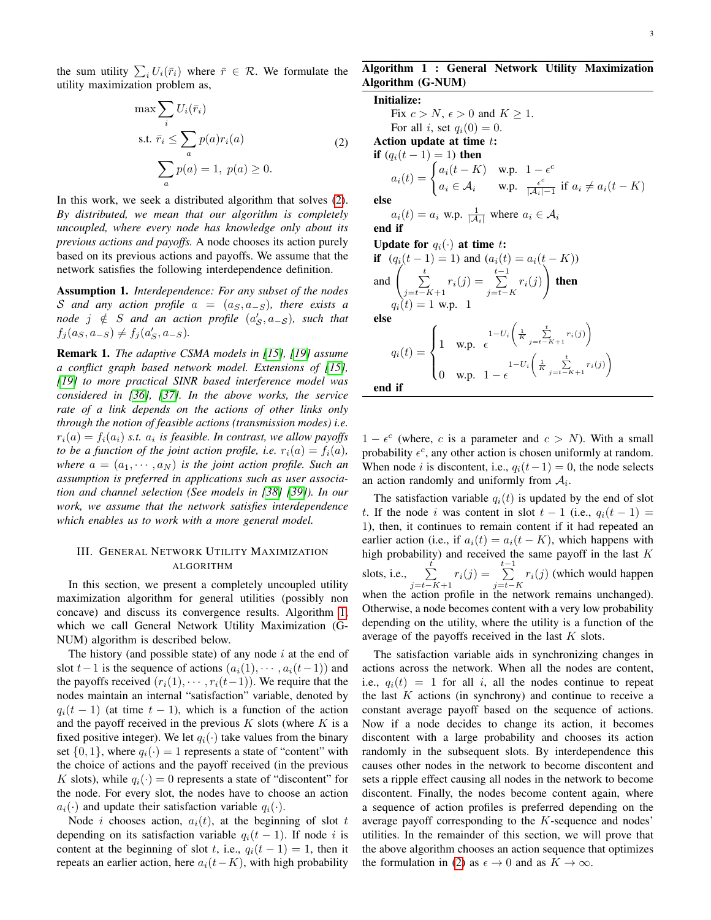the sum utility $\sum_i U_i(\bar{r}_i)$ where $\bar{r} \in \mathcal{R}$. We formulate the utility maximization problem as,

$$
\begin{aligned}
\max \sum_i & U_i(\bar{r}_i) \\
\text{s.t. } \bar{r}_i & \leq \sum_a p(a) r_i(a) \\
\sum_a & p(a) = 1, \; p(a) \geq 0.
\end{aligned} \tag{2}
$$

In this work, we seek a distributed algorithm that solves (2). *By distributed, we mean that our algorithm is completely uncoupled, where every node has knowledge only about its previous actions and payoffs.* A node chooses its action purely based on its previous actions and payoffs. We assume that the network satisfies the following interdependence definition.

**Assumption 1.** *Interdependence: For any subset of the nodes $\mathcal{S}$ and any action profile $a = (a_{\mathcal{S}}, a_{-\mathcal{S}})$, there exists a node $j \notin \mathcal{S}$ and an action profile $(a'_{\mathcal{S}}, a_{-\mathcal{S}})$, such that $f_j(a_{\mathcal{S}}, a_{-\mathcal{S}}) \neq f_j(a'_{\mathcal{S}}, a_{-\mathcal{S}})$.*

**Remark 1.** *The adaptive CSMA models in [15], [19] assume a conflict graph based network model. Extensions of [15], [19] to more practical SINR based interference model was considered in [36], [37]. In the above works, the service rate of a link depends on the actions of other links only through the notion of feasible actions (transmission modes) i.e. $r_i(a) = f_i(a_i)$ s.t. $a_i$ is feasible. In contrast, we allow payoffs to be a function of the joint action profile, i.e. $r_i(a) = f_i(a)$, where $a = (a_1, \cdots, a_N)$ is the joint action profile. Such an assumption is preferred in applications such as user association and channel selection (See models in [38] [39]). In our work, we assume that the network satisfies interdependence which enables us to work with a more general model.*

## III. General Network Utility Maximization Algorithm

In this section, we present a completely uncoupled utility maximization algorithm for general utilities (possibly non concave) and discuss its convergence results. Algorithm 1, which we call General Network Utility Maximization (G-NUM) algorithm is described below.

The history (and possible state) of any node $i$ at the end of slot $t-1$ is the sequence of actions $(a_i(1), \cdots, a_i(t-1))$ and the payoffs received $(r_i(1), \cdots, r_i(t-1))$. We require that the nodes maintain an internal "satisfaction" variable, denoted by $q_i(t-1)$ (at time $t-1$), which is a function of the action and the payoff received in the previous $K$ slots (where $K$ is a fixed positive integer). We let $q_i(\cdot)$ take values from the binary set $\{0, 1\}$, where $q_i(\cdot) = 1$ represents a state of "content" with the choice of actions and the payoff received (in the previous $K$ slots), while $q_i(\cdot) = 0$ represents a state of "discontent" for the node. For every slot, the nodes have to choose an action $a_i(\cdot)$ and update their satisfaction variable $q_i(\cdot)$.

Node $i$ chooses action, $a_i(t)$, at the beginning of slot $t$ depending on its satisfaction variable $q_i(t-1)$. If node $i$ is content at the beginning of slot $t$, i.e., $q_i(t-1) = 1$, then it repeats an earlier action, here $a_i(t-K)$, with high probability $1 - \epsilon^c$ (where, $c$ is a parameter and $c > N$). With a small probability $\epsilon^c$, any other action is chosen uniformly at random. When node $i$ is discontent, i.e., $q_i(t-1) = 0$, the node selects an action randomly and uniformly from $\mathcal{A}_i$.

**Algorithm 1 : General Network Utility Maximization Algorithm (G-NUM)**

**Initialize:**
Fix $c > N$, $\epsilon > 0$ and $K \geq 1$.
For all $i$, set $q_i(0) = 0$.
**Action update at time $t$:**
**if** ($q_i(t-1) = 1$) **then**

$$
a_i(t) = \begin{cases} a_i(t-K) & \text{w.p. } 1 - \epsilon^c \\ a_i \in \mathcal{A}_i & \text{w.p. } \frac{\epsilon^c}{|\mathcal{A}_i| - 1} \text{ if } a_i \neq a_i(t-K) \end{cases}
$$

**else**
$a_i(t) = a_i$ w.p. $\frac{1}{|\mathcal{A}_i|}$ where $a_i \in \mathcal{A}_i$
**end if**
**Update for $q_i(\cdot)$ at time $t$:**
**if** ($q_i(t-1) = 1$) and ($a_i(t) = a_i(t-K)$) and $\left( \sum_{j=t-K+1}^{t} r_i(j) = \sum_{j=t-K}^{t-1} r_i(j) \right)$ **then**
$q_i(t) = 1$ w.p. $1$
**else**

$$
q_i(t) = \begin{cases} 1 & \text{w.p. } \epsilon^{1 - U_i\left(\frac{1}{K} \sum_{j=t-K+1}^{t} r_i(j)\right)} \\ 0 & \text{w.p. } 1 - \epsilon^{1 - U_i\left(\frac{1}{K} \sum_{j=t-K+1}^{t} r_i(j)\right)} \end{cases}
$$

**end if**

The satisfaction variable $q_i(t)$ is updated by the end of slot $t$. If the node $i$ was content in slot $t-1$ (i.e., $q_i(t-1) = 1$), then, it continues to remain content if it had repeated an earlier action (i.e., if $a_i(t) = a_i(t-K)$, which happens with high probability) and received the same payoff in the last $K$ slots, i.e., $\sum_{j=t-K+1}^{t} r_i(j) = \sum_{j=t-K}^{t-1} r_i(j)$ (which would happen when the action profile in the network remains unchanged). Otherwise, a node becomes content with a very low probability depending on the utility, where the utility is a function of the average of the payoffs received in the last $K$ slots.

The satisfaction variable aids in synchronizing changes in actions across the network. When all the nodes are content, i.e., $q_i(t) = 1$ for all $i$, all the nodes continue to repeat the last $K$ actions (in synchrony) and continue to receive a constant average payoff based on the sequence of actions. Now if a node decides to change its action, it becomes discontent with a large probability and chooses its action randomly in the subsequent slots. By interdependence this causes other nodes in the network to become discontent and sets a ripple effect causing all nodes in the network to become discontent. Finally, the nodes become content again, where a sequence of action profiles is preferred depending on the average payoff corresponding to the $K$-sequence and nodes' utilities. In the remainder of this section, we will prove that the above algorithm chooses an action sequence that optimizes the formulation in (2) as $\epsilon \to 0$ and as $K \to \infty$.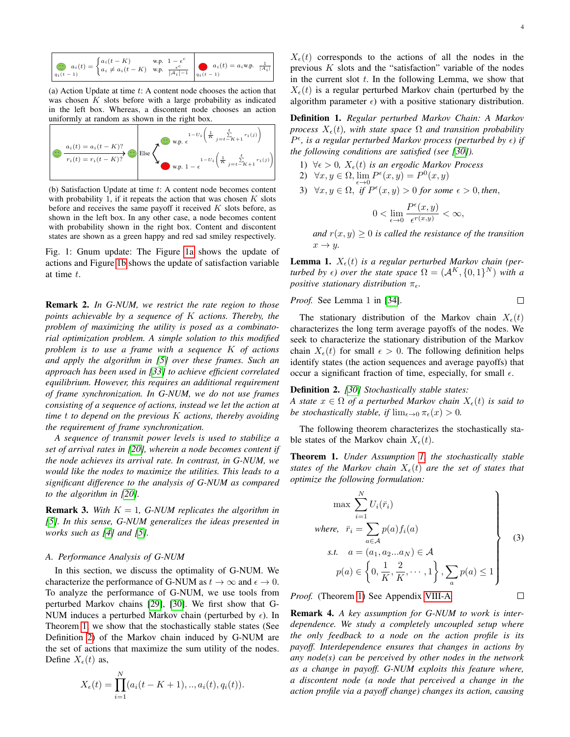$q_i(t-1)$ content: $a_i(t) = \begin{cases} a_i(t-K) & \text{w.p. } 1-\epsilon^c \\ a_i \neq a_i(t-K) & \text{w.p. } \frac{\epsilon^c}{|\mathcal{A}_i|-1} \end{cases}$ | $q_i(t-1)$ discontent: $a_i(t) = a_i \text{ w.p. } \frac{1}{|\mathcal{A}_i|}$

(a) Action Update at time $t$: A content node chooses the action that was chosen $K$ slots before with a large probability as indicated in the left box. Whereas, a discontent node chooses an action uniformly at random as shown in the right box.

Content: $a_i(t) = a_i(t-K)$? and $r_i(t) = r_i(t-K)$? → content. Else → content w.p. $\epsilon^{1-U_i\left(\frac{1}{K}\sum_{j=t-K+1}^{t} r_i(j)\right)}$; discontent w.p. $1-\epsilon^{1-U_i\left(\frac{1}{K}\sum_{j=t-K+1}^{t} r_i(j)\right)}$

(b) Satisfaction Update at time $t$: A content node becomes content with probability 1, if it repeats the action that was chosen $K$ slots before and receives the same payoff it received $K$ slots before, as shown in the left box. In any other case, a node becomes content with probability shown in the right box. Content and discontent states are shown as a green happy and red sad smiley respectively.

Fig. 1: Gnum update: The Figure 1a shows the update of actions and Figure 1b shows the update of satisfaction variable at time $t$.

**Remark 2.** *In G-NUM, we restrict the rate region to those points achievable by a sequence of $K$ actions. Thereby, the problem of maximizing the utility is posed as a combinatorial optimization problem. A simple solution to this modified problem is to use a frame with a sequence $K$ of actions and apply the algorithm in [5] over these frames. Such an approach has been used in [33] to achieve efficient correlated equilibrium. However, this requires an additional requirement of frame synchronization. In G-NUM, we do not use frames consisting of a sequence of actions, instead we let the action at time $t$ to depend on the previous $K$ actions, thereby avoiding the requirement of frame synchronization.*

*A sequence of transmit power levels is used to stabilize a set of arrival rates in [20], wherein a node becomes content if the node achieves its arrival rate. In contrast, in G-NUM, we would like the nodes to maximize the utilities. This leads to a significant difference to the analysis of G-NUM as compared to the algorithm in [20].*

**Remark 3.** *With $K = 1$, G-NUM replicates the algorithm in [5]. In this sense, G-NUM generalizes the ideas presented in works such as [4] and [5].*

### A. Performance Analysis of G-NUM

In this section, we discuss the optimality of G-NUM. We characterize the performance of G-NUM as $t \to \infty$ and $\epsilon \to 0$. To analyze the performance of G-NUM, we use tools from perturbed Markov chains [29], [30]. We first show that G-NUM induces a perturbed Markov chain (perturbed by $\epsilon$). In Theorem 1, we show that the stochastically stable states (See Definition 2) of the Markov chain induced by G-NUM are the set of actions that maximize the sum utility of the nodes. Define $X_\epsilon(t)$ as,

$$X_\epsilon(t) = \prod_{i=1}^{N} (a_i(t-K+1), .., a_i(t), q_i(t)).$$

$X_\epsilon(t)$ corresponds to the actions of all the nodes in the previous $K$ slots and the "satisfaction" variable of the nodes in the current slot $t$. In the following Lemma, we show that $X_\epsilon(t)$ is a regular perturbed Markov chain (perturbed by the algorithm parameter $\epsilon$) with a positive stationary distribution.

**Definition 1.** *Regular perturbed Markov Chain: A Markov process $X_\epsilon(t)$, with state space $\Omega$ and transition probability $P^\epsilon$, is a regular perturbed Markov process (perturbed by $\epsilon$) if the following conditions are satisfied (see [30]).*

1) $\forall \epsilon > 0$, *$X_\epsilon(t)$ is an ergodic Markov Process*
2) $\forall x, y \in \Omega, \lim_{\epsilon \to 0} P^\epsilon(x, y) = P^0(x, y)$
3) $\forall x, y \in \Omega$, *if $P^\epsilon(x, y) > 0$ for some $\epsilon > 0$, then,*

$$0 < \lim_{\epsilon \to 0} \frac{P^\epsilon(x, y)}{\epsilon^{r(x,y)}} < \infty,$$

*and $r(x, y) \geq 0$ is called the resistance of the transition $x \to y$.*

**Lemma 1.** *$X_\epsilon(t)$ is a regular perturbed Markov chain (perturbed by $\epsilon$) over the state space $\Omega = (\mathcal{A}^K, \{0, 1\}^N)$ with a positive stationary distribution $\pi_\epsilon$.*

*Proof.* See Lemma 1 in [34]. □

The stationary distribution of the Markov chain $X_\epsilon(t)$ characterizes the long term average payoffs of the nodes. We seek to characterize the stationary distribution of the Markov chain $X_\epsilon(t)$ for small $\epsilon > 0$. The following definition helps identify states (the action sequences and average payoffs) that occur a significant fraction of time, especially, for small $\epsilon$.

**Definition 2.** *[30] Stochastically stable states: A state $x \in \Omega$ of a perturbed Markov chain $X_\epsilon(t)$ is said to be stochastically stable, if $\lim_{\epsilon \to 0} \pi_\epsilon(x) > 0$.*

The following theorem characterizes the stochastically stable states of the Markov chain $X_\epsilon(t)$.

**Theorem 1.** *Under Assumption 1, the stochastically stable states of the Markov chain $X_\epsilon(t)$ are the set of states that optimize the following formulation:*

$$\left.\begin{aligned} &\max \sum_{i=1}^{N} U_i(\bar{r}_i) \\ &\text{where, } \ \bar{r}_i = \sum_{a \in \mathcal{A}} p(a) f_i(a) \\ &\text{s.t.} \quad a = (a_1, a_2 ... a_N) \in \mathcal{A} \\ &\qquad p(a) \in \left\{0, \frac{1}{K}, \frac{2}{K}, \cdots, 1\right\}, \sum_a p(a) \leq 1 \end{aligned}\right\} \quad (3)$$

*Proof.* (Theorem 1) See Appendix VIII-A □

**Remark 4.** *A key assumption for G-NUM to work is interdependence. We study a completely uncoupled setup where the only feedback to a node on the action profile is its payoff. Interdependence ensures that changes in actions by any node(s) can be perceived by other nodes in the network as a change in payoff. G-NUM exploits this feature where, a discontent node (a node that perceived a change in the action profile via a payoff change) changes its action, causing*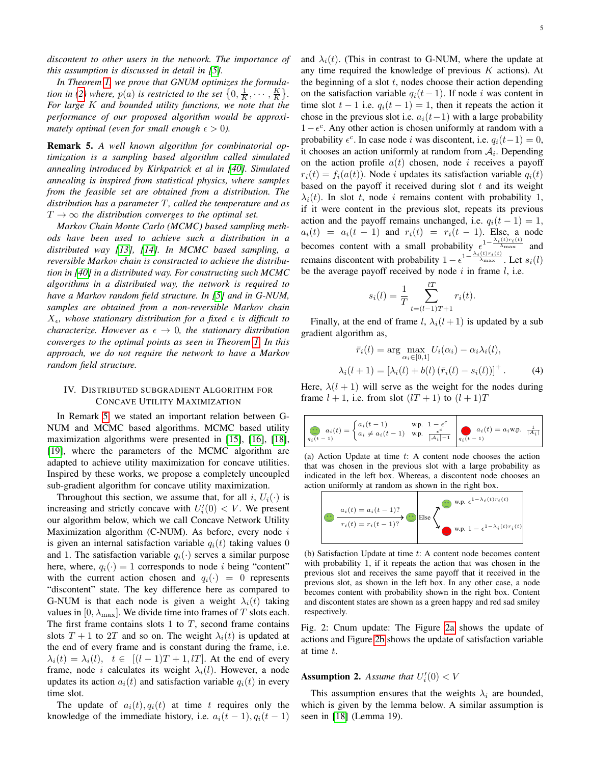*discontent to other users in the network. The importance of this assumption is discussed in detail in [5].*

*In Theorem 1, we prove that GNUM optimizes the formulation in (2) where, $p(a)$ is restricted to the set $\{0, \frac{1}{K}, \cdots, \frac{K}{K}\}$. For large $K$ and bounded utility functions, we note that the performance of our proposed algorithm would be approximately optimal (even for small enough $\epsilon > 0$).*

**Remark 5.** *A well known algorithm for combinatorial optimization is a sampling based algorithm called simulated annealing introduced by Kirkpatrick et al in [40]. Simulated annealing is inspired from statistical physics, where samples from the feasible set are obtained from a distribution. The distribution has a parameter $T$, called the temperature and as $T \to \infty$ the distribution converges to the optimal set.*

*Markov Chain Monte Carlo (MCMC) based sampling methods have been used to achieve such a distribution in a distributed way [13], [14]. In MCMC based sampling, a reversible Markov chain is constructed to achieve the distribution in [40] in a distributed way. For constructing such MCMC algorithms in a distributed way, the network is required to have a Markov random field structure. In [5] and in G-NUM, samples are obtained from a non-reversible Markov chain $X_\epsilon$, whose stationary distribution for a fixed $\epsilon$ is difficult to characterize. However as $\epsilon \to 0$, the stationary distribution converges to the optimal points as seen in Theorem 1. In this approach, we do not require the network to have a Markov random field structure.*

## IV. Distributed Subgradient Algorithm for Concave Utility Maximization

In Remark 5, we stated an important relation between G-NUM and MCMC based algorithms. MCMC based utility maximization algorithms were presented in [15], [16], [18], [19], where the parameters of the MCMC algorithm are adapted to achieve utility maximization for concave utilities. Inspired by these works, we propose a completely uncoupled sub-gradient algorithm for concave utility maximization.

Throughout this section, we assume that, for all $i$, $U_i(\cdot)$ is increasing and strictly concave with $U_i'(0) < V$. We present our algorithm below, which we call Concave Network Utility Maximization algorithm (C-NUM). As before, every node $i$ is given an internal satisfaction variable $q_i(t)$ taking values 0 and 1. The satisfaction variable $q_i(\cdot)$ serves a similar purpose here, where, $q_i(\cdot) = 1$ corresponds to node $i$ being "content" with the current action chosen and $q_i(\cdot) = 0$ represents "discontent" state. The key difference here as compared to G-NUM is that each node is given a weight $\lambda_i(t)$ taking values in $[0, \lambda_{\max}]$. We divide time into frames of $T$ slots each. The first frame contains slots 1 to $T$, second frame contains slots $T+1$ to $2T$ and so on. The weight $\lambda_i(t)$ is updated at the end of every frame and is constant during the frame, i.e. $\lambda_i(t) = \lambda_i(l), \quad t \in \;[(l-1)T+1, lT]$. At the end of every frame, node $i$ calculates its weight $\lambda_i(l)$. However, a node updates its action $a_i(t)$ and satisfaction variable $q_i(t)$ in every time slot.

The update of $a_i(t), q_i(t)$ at time $t$ requires only the knowledge of the immediate history, i.e. $a_i(t-1), q_i(t-1)$ and $\lambda_i(t)$. (This in contrast to G-NUM, where the update at any time required the knowledge of previous $K$ actions). At the beginning of a slot $t$, nodes choose their action depending on the satisfaction variable $q_i(t-1)$. If node $i$ was content in time slot $t-1$ i.e. $q_i(t-1) = 1$, then it repeats the action it chose in the previous slot i.e. $a_i(t-1)$ with a large probability $1-\epsilon^c$. Any other action is chosen uniformly at random with a probability $\epsilon^c$. In case node $i$ was discontent, i.e. $q_i(t-1) = 0$, it chooses an action uniformly at random from $\mathcal{A}_i$. Depending on the action profile $a(t)$ chosen, node $i$ receives a payoff $r_i(t) = f_i(a(t))$. Node $i$ updates its satisfaction variable $q_i(t)$ based on the payoff it received during slot $t$ and its weight $\lambda_i(t)$. In slot $t$, node $i$ remains content with probability 1, if it were content in the previous slot, repeats its previous action and the payoff remains unchanged, i.e. $q_i(t-1) = 1$, $a_i(t) = a_i(t-1)$ and $r_i(t) = r_i(t-1)$. Else, a node becomes content with a small probability $\epsilon^{1-\frac{\lambda_i(t) r_i(t)}{\lambda_{\max}}}$ and remains discontent with probability $1-\epsilon^{1-\frac{\lambda_i(t) r_i(t)}{\lambda_{\max}}}$. Let $s_i(l)$ be the average payoff received by node $i$ in frame $l$, i.e.

$$s_i(l) = \frac{1}{T} \sum_{t=(l-1)T+1}^{lT} r_i(t).$$

Finally, at the end of frame $l$, $\lambda_i(l+1)$ is updated by a sub gradient algorithm as,

$$\bar{r}_i(l) = \arg \max_{\alpha_i \in [0,1]} U_i(\alpha_i) - \alpha_i \lambda_i(l),$$
$$\lambda_i(l+1) = \left[\lambda_i(l) + b(l)\left(\bar{r}_i(l) - s_i(l)\right)\right]^+. \tag{4}$$

Here, $\lambda(l+1)$ will serve as the weight for the nodes during frame $l+1$, i.e. from slot $(lT+1)$ to $(l+1)T$

$q_i(t-1)$ (content): $a_i(t) = \begin{cases} a_i(t-1) & \text{w.p. } 1-\epsilon^c \\ a_i \neq a_i(t-1) & \text{w.p. } \frac{\epsilon^c}{|\mathcal{A}_i|-1} \end{cases}$ | $q_i(t-1)$ (discontent): $a_i(t) = a_i$ w.p. $\frac{1}{|\mathcal{A}_i|}$

(a) Action Update at time $t$: A content node chooses the action that was chosen in the previous slot with a large probability as indicated in the left box. Whereas, a discontent node chooses an action uniformly at random as shown in the right box.

Content, $a_i(t) = a_i(t-1)$? $r_i(t) = r_i(t-1)$? → content | Else → content w.p. $\epsilon^{1-\lambda_i(t) r_i(t)}$; discontent w.p. $1-\epsilon^{1-\lambda_i(t) r_i(t)}$

(b) Satisfaction Update at time $t$: A content node becomes content with probability 1, if it repeats the action that was chosen in the previous slot and receives the same payoff that it received in the previous slot, as shown in the left box. In any other case, a node becomes content with probability shown in the right box. Content and discontent states are shown as a green happy and red sad smiley respectively.

Fig. 2: Cnum update: The Figure 2a shows the update of actions and Figure 2b shows the update of satisfaction variable at time $t$.

**Assumption 2.** *Assume that $U_i'(0) < V$*

This assumption ensures that the weights $\lambda_i$ are bounded, which is given by the lemma below. A similar assumption is seen in [18] (Lemma 19).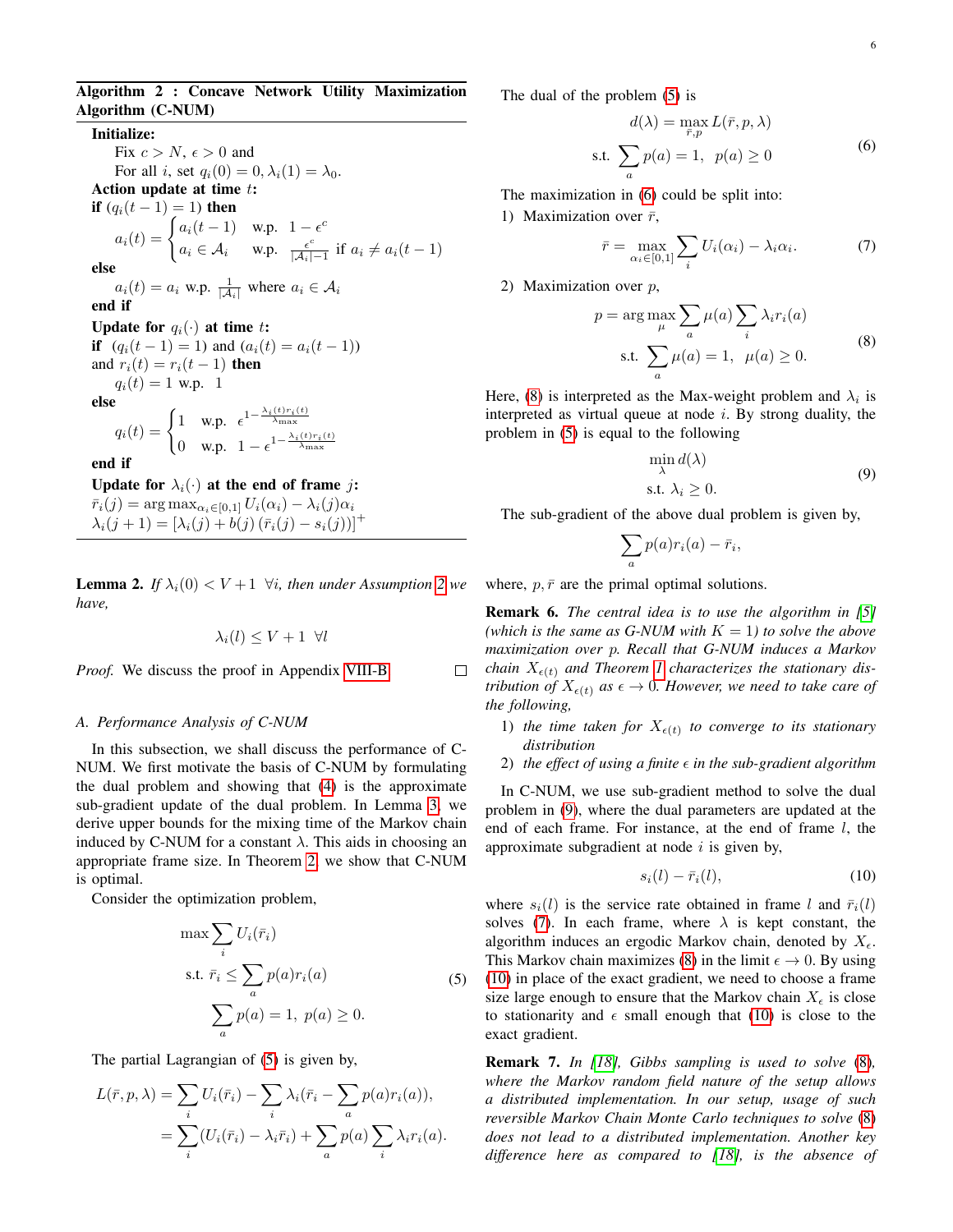**Algorithm 2 : Concave Network Utility Maximization Algorithm (C-NUM)**

**Initialize:**
Fix $c > N$, $\epsilon > 0$ and
For all $i$, set $q_i(0) = 0, \lambda_i(1) = \lambda_0$.
**Action update at time** $t$:
**if** $(q_i(t-1) = 1)$ **then**

$$a_i(t) = \begin{cases} a_i(t-1) & \text{w.p. } 1 - \epsilon^c \\ a_i \in \mathcal{A}_i & \text{w.p. } \frac{\epsilon^c}{|\mathcal{A}_i|-1} \text{ if } a_i \neq a_i(t-1) \end{cases}$$

**else**
$a_i(t) = a_i$ w.p. $\frac{1}{|\mathcal{A}_i|}$ where $a_i \in \mathcal{A}_i$
**end if**
**Update for** $q_i(\cdot)$ **at time** $t$:
**if** $(q_i(t-1) = 1)$ and $(a_i(t) = a_i(t-1))$
and $r_i(t) = r_i(t-1)$ **then**
$q_i(t) = 1$ w.p. $1$
**else**

$$q_i(t) = \begin{cases} 1 & \text{w.p. } \epsilon^{1 - \frac{\lambda_i(t) r_i(t)}{\lambda_{\max}}} \\ 0 & \text{w.p. } 1 - \epsilon^{1 - \frac{\lambda_i(t) r_i(t)}{\lambda_{\max}}} \end{cases}$$

**end if**
**Update for** $\lambda_i(\cdot)$ **at the end of frame** $j$:
$\bar{r}_i(j) = \arg\max_{\alpha_i \in [0,1]} U_i(\alpha_i) - \lambda_i(j)\alpha_i$
$\lambda_i(j+1) = [\lambda_i(j) + b(j)(\bar{r}_i(j) - s_i(j))]^+$

**Lemma 2.** *If $\lambda_i(0) < V + 1 \ \forall i$, then under Assumption 2 we have,*

$$\lambda_i(l) \leq V + 1 \ \forall l$$

*Proof.* We discuss the proof in Appendix VIII-B. ◻

### A. Performance Analysis of C-NUM

In this subsection, we shall discuss the performance of C-NUM. We first motivate the basis of C-NUM by formulating the dual problem and showing that (4) is the approximate sub-gradient update of the dual problem. In Lemma 3, we derive upper bounds for the mixing time of the Markov chain induced by C-NUM for a constant $\lambda$. This aids in choosing an appropriate frame size. In Theorem 2, we show that C-NUM is optimal.

Consider the optimization problem,

$$\begin{aligned} \max & \sum_i U_i(\bar{r}_i) \\ \text{s.t. } & \bar{r}_i \leq \sum_a p(a) r_i(a) \\ & \sum_a p(a) = 1, \ p(a) \geq 0. \end{aligned} \tag{5}$$

The partial Lagrangian of (5) is given by,

$$\begin{aligned} L(\bar{r}, p, \lambda) &= \sum_i U_i(\bar{r}_i) - \sum_i \lambda_i(\bar{r}_i - \sum_a p(a) r_i(a)), \\ &= \sum_i (U_i(\bar{r}_i) - \lambda_i \bar{r}_i) + \sum_a p(a) \sum_i \lambda_i r_i(a). \end{aligned}$$

The dual of the problem (5) is

$$\begin{aligned} d(\lambda) &= \max_{\bar{r}, p} L(\bar{r}, p, \lambda) \\ \text{s.t. } & \sum_a p(a) = 1, \ \ p(a) \geq 0 \end{aligned} \tag{6}$$

The maximization in (6) could be split into:

1) Maximization over $\bar{r}$,

$$\bar{r} = \max_{\alpha_i \in [0,1]} \sum_i U_i(\alpha_i) - \lambda_i \alpha_i. \tag{7}$$

2) Maximization over $p$,

$$\begin{aligned} p = \arg\max_{\mu} & \sum_a \mu(a) \sum_i \lambda_i r_i(a) \\ \text{s.t. } & \sum_a \mu(a) = 1, \ \ \mu(a) \geq 0. \end{aligned} \tag{8}$$

Here, (8) is interpreted as the Max-weight problem and $\lambda_i$ is interpreted as virtual queue at node $i$. By strong duality, the problem in (5) is equal to the following

$$\begin{aligned} & \min_{\lambda} d(\lambda) \\ & \text{s.t. } \lambda_i \geq 0. \end{aligned} \tag{9}$$

The sub-gradient of the above dual problem is given by,

$$\sum_a p(a) r_i(a) - \bar{r}_i,$$

where, $p, \bar{r}$ are the primal optimal solutions.

**Remark 6.** *The central idea is to use the algorithm in [5] (which is the same as G-NUM with $K = 1$) to solve the above maximization over $p$. Recall that G-NUM induces a Markov chain $X_{\epsilon(t)}$ and Theorem 1 characterizes the stationary distribution of $X_{\epsilon(t)}$ as $\epsilon \to 0$. However, we need to take care of the following,*

1) *the time taken for $X_{\epsilon(t)}$ to converge to its stationary distribution*
2) *the effect of using a finite $\epsilon$ in the sub-gradient algorithm*

In C-NUM, we use sub-gradient method to solve the dual problem in (9), where the dual parameters are updated at the end of each frame. For instance, at the end of frame $l$, the approximate subgradient at node $i$ is given by,

$$s_i(l) - \bar{r}_i(l), \tag{10}$$

where $s_i(l)$ is the service rate obtained in frame $l$ and $\bar{r}_i(l)$ solves (7). In each frame, where $\lambda$ is kept constant, the algorithm induces an ergodic Markov chain, denoted by $X_\epsilon$. This Markov chain maximizes (8) in the limit $\epsilon \to 0$. By using (10) in place of the exact gradient, we need to choose a frame size large enough to ensure that the Markov chain $X_\epsilon$ is close to stationarity and $\epsilon$ small enough that (10) is close to the exact gradient.

**Remark 7.** *In [18], Gibbs sampling is used to solve (8), where the Markov random field nature of the setup allows a distributed implementation. In our setup, usage of such reversible Markov Chain Monte Carlo techniques to solve (8) does not lead to a distributed implementation. Another key difference here as compared to [18], is the absence of*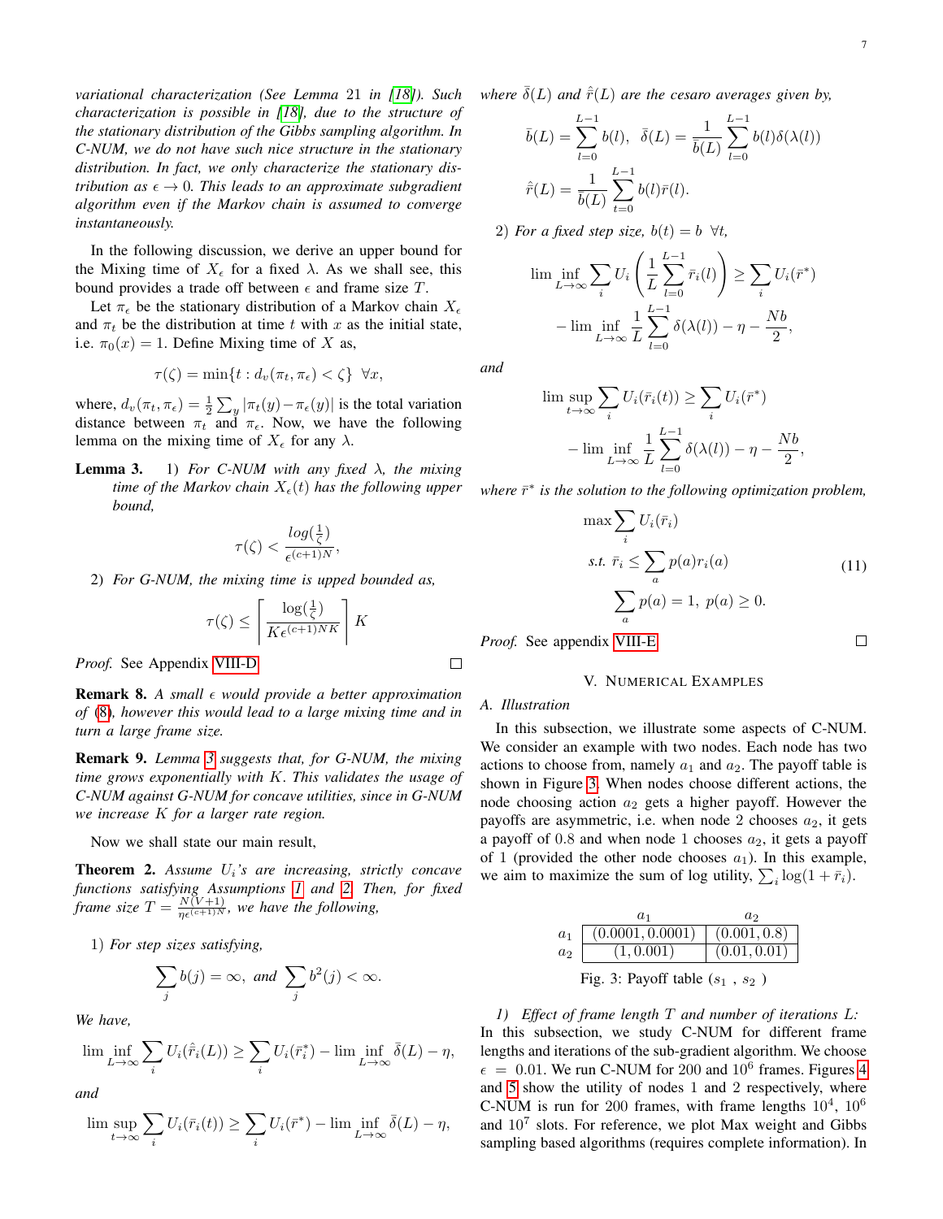*variational characterization (See Lemma 21 in [18]). Such characterization is possible in [18], due to the structure of the stationary distribution of the Gibbs sampling algorithm. In C-NUM, we do not have such nice structure in the stationary distribution. In fact, we only characterize the stationary distribution as $\epsilon \to 0$. This leads to an approximate subgradient algorithm even if the Markov chain is assumed to converge instantaneously.*

In the following discussion, we derive an upper bound for the Mixing time of $X_\epsilon$ for a fixed $\lambda$. As we shall see, this bound provides a trade off between $\epsilon$ and frame size $T$.

Let $\pi_\epsilon$ be the stationary distribution of a Markov chain $X_\epsilon$ and $\pi_t$ be the distribution at time $t$ with $x$ as the initial state, i.e. $\pi_0(x) = 1$. Define Mixing time of $X$ as,

$$\tau(\zeta) = \min\{t : d_v(\pi_t, \pi_\epsilon) < \zeta\} \ \ \forall x,$$

where, $d_v(\pi_t, \pi_\epsilon) = \frac{1}{2}\sum_y |\pi_t(y) - \pi_\epsilon(y)|$ is the total variation distance between $\pi_t$ and $\pi_\epsilon$. Now, we have the following lemma on the mixing time of $X_\epsilon$ for any $\lambda$.

**Lemma 3.** *1) For C-NUM with any fixed $\lambda$, the mixing time of the Markov chain $X_\epsilon(t)$ has the following upper bound,*

$$\tau(\zeta) < \frac{\log(\frac{1}{\zeta})}{\epsilon^{(c+1)N}},$$

*2) For G-NUM, the mixing time is upped bounded as,*

$$\tau(\zeta) \leq \left\lceil \frac{\log(\frac{1}{\zeta})}{K\epsilon^{(c+1)NK}} \right\rceil K$$

*Proof.* See Appendix VIII-D. ☐

**Remark 8.** *A small $\epsilon$ would provide a better approximation of (8), however this would lead to a large mixing time and in turn a large frame size.*

**Remark 9.** *Lemma 3 suggests that, for G-NUM, the mixing time grows exponentially with $K$. This validates the usage of C-NUM against G-NUM for concave utilities, since in G-NUM we increase $K$ for a larger rate region.*

Now we shall state our main result,

**Theorem 2.** *Assume $U_i$'s are increasing, strictly concave functions satisfying Assumptions 1 and 2. Then, for fixed frame size $T = \frac{N(V+1)}{\eta\epsilon^{(c+1)N}}$, we have the following,*

*1) For step sizes satisfying,*

$$\sum_j b(j) = \infty, \text{ and } \sum_j b^2(j) < \infty.$$

*We have,*

$$\liminf_{L\to\infty} \sum_i U_i(\hat{\bar{r}}_i(L)) \geq \sum_i U_i(\bar{r}_i^*) - \liminf_{L\to\infty} \bar{\delta}(L) - \eta,$$

*and*

$$\limsup_{t\to\infty} \sum_i U_i(\bar{r}_i(t)) \geq \sum_i U_i(\bar{r}^*) - \liminf_{L\to\infty} \bar{\delta}(L) - \eta,$$

*where $\bar{\delta}(L)$ and $\hat{\bar{r}}(L)$ are the cesaro averages given by,*

$$\bar{b}(L) = \sum_{l=0}^{L-1} b(l), \ \ \bar{\delta}(L) = \frac{1}{\bar{b}(L)}\sum_{l=0}^{L-1} b(l)\delta(\lambda(l))$$

$$\hat{\bar{r}}(L) = \frac{1}{\bar{b}(L)}\sum_{t=0}^{L-1} b(l)\bar{r}(l).$$

*2) For a fixed step size, $b(t) = b \ \ \forall t$,*

$$\liminf_{L\to\infty} \sum_i U_i\left(\frac{1}{L}\sum_{l=0}^{L-1}\bar{r}_i(l)\right) \geq \sum_i U_i(\bar{r}^*) - \liminf_{L\to\infty} \frac{1}{L}\sum_{l=0}^{L-1}\delta(\lambda(l)) - \eta - \frac{Nb}{2},$$

*and*

$$\limsup_{t\to\infty} \sum_i U_i(\bar{r}_i(t)) \geq \sum_i U_i(\bar{r}^*) - \liminf_{L\to\infty} \frac{1}{L}\sum_{l=0}^{L-1}\delta(\lambda(l)) - \eta - \frac{Nb}{2},$$

*where $\bar{r}^*$ is the solution to the following optimization problem,*

$$\begin{aligned}
&\max \sum_i U_i(\bar{r}_i) \\
&\text{s.t. } \bar{r}_i \leq \sum_a p(a) r_i(a) \\
&\sum_a p(a) = 1, \ p(a) \geq 0.
\end{aligned} \tag{11}$$

*Proof.* See appendix VIII-E. ☐

## V. Numerical Examples

### A. Illustration

In this subsection, we illustrate some aspects of C-NUM. We consider an example with two nodes. Each node has two actions to choose from, namely $a_1$ and $a_2$. The payoff table is shown in Figure 3. When nodes choose different actions, the node choosing action $a_2$ gets a higher payoff. However the payoffs are asymmetric, i.e. when node 2 chooses $a_2$, it gets a payoff of 0.8 and when node 1 chooses $a_2$, it gets a payoff of 1 (provided the other node chooses $a_1$). In this example, we aim to maximize the sum of log utility, $\sum_i \log(1 + \bar{r}_i)$.

| | $a_1$ | $a_2$ |
|---|---|---|
| $a_1$ | $(0.0001, 0.0001)$ | $(0.001, 0.8)$ |
| $a_2$ | $(1, 0.001)$ | $(0.01, 0.01)$ |

Fig. 3: Payoff table ($s_1$ , $s_2$ )

*1) Effect of frame length $T$ and number of iterations $L$:* In this subsection, we study C-NUM for different frame lengths and iterations of the sub-gradient algorithm. We choose $\epsilon = 0.01$. We run C-NUM for 200 and $10^6$ frames. Figures 4 and 5 show the utility of nodes 1 and 2 respectively, where C-NUM is run for 200 frames, with frame lengths $10^4$, $10^6$ and $10^7$ slots. For reference, we plot Max weight and Gibbs sampling based algorithms (requires complete information). In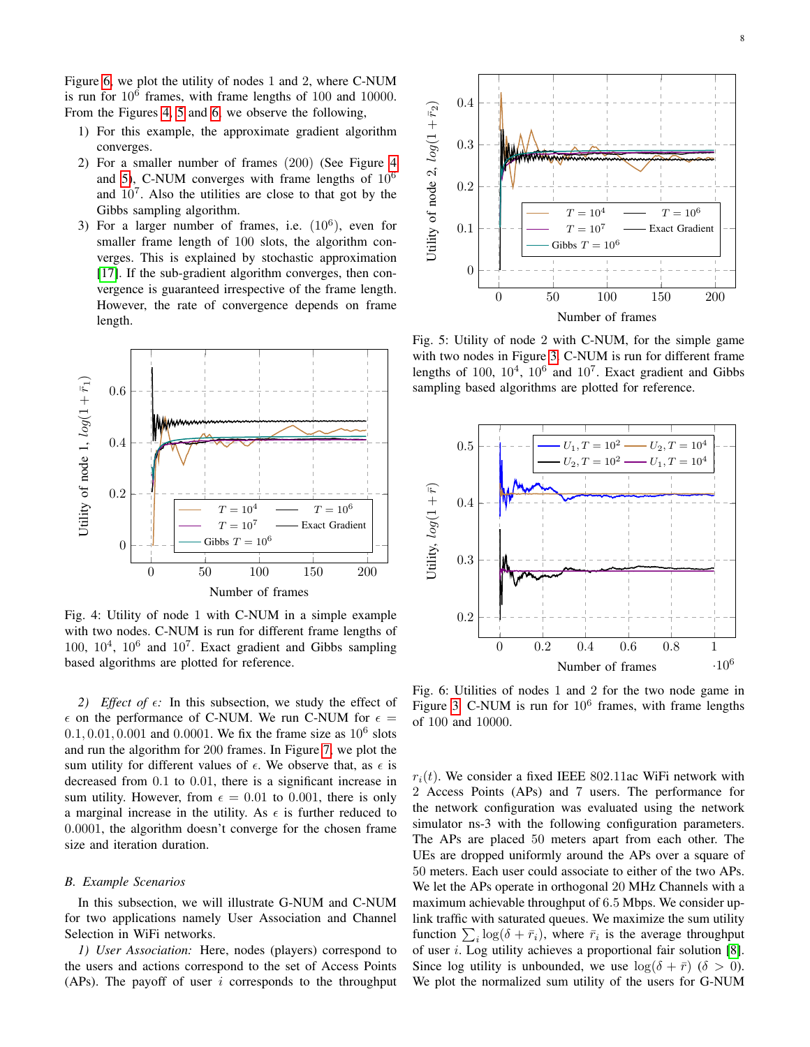Figure 6, we plot the utility of nodes 1 and 2, where C-NUM is run for $10^6$ frames, with frame lengths of 100 and 10000. From the Figures 4, 5 and 6, we observe the following,

1) For this example, the approximate gradient algorithm converges.
2) For a smaller number of frames (200) (See Figure 4 and 5), C-NUM converges with frame lengths of $10^6$ and $10^7$. Also the utilities are close to that got by the Gibbs sampling algorithm.
3) For a larger number of frames, i.e. ($10^6$), even for smaller frame length of 100 slots, the algorithm converges. This is explained by stochastic approximation [17]. If the sub-gradient algorithm converges, then convergence is guaranteed irrespective of the frame length. However, the rate of convergence depends on frame length.

Fig. 4: Utility of node 1 with C-NUM in a simple example with two nodes. C-NUM is run for different frame lengths of 100, $10^4$, $10^6$ and $10^7$. Exact gradient and Gibbs sampling based algorithms are plotted for reference.

Fig. 5: Utility of node 2 with C-NUM, for the simple game with two nodes in Figure 3. C-NUM is run for different frame lengths of 100, $10^4$, $10^6$ and $10^7$. Exact gradient and Gibbs sampling based algorithms are plotted for reference.

Fig. 6: Utilities of nodes 1 and 2 for the two node game in Figure 3. C-NUM is run for $10^6$ frames, with frame lengths of 100 and 10000.

*2) Effect of $\epsilon$:* In this subsection, we study the effect of $\epsilon$ on the performance of C-NUM. We run C-NUM for $\epsilon = 0.1, 0.01, 0.001$ and $0.0001$. We fix the frame size as $10^6$ slots and run the algorithm for 200 frames. In Figure 7, we plot the sum utility for different values of $\epsilon$. We observe that, as $\epsilon$ is decreased from 0.1 to 0.01, there is a significant increase in sum utility. However, from $\epsilon = 0.01$ to 0.001, there is only a marginal increase in the utility. As $\epsilon$ is further reduced to 0.0001, the algorithm doesn't converge for the chosen frame size and iteration duration.

## B. Example Scenarios

In this subsection, we will illustrate G-NUM and C-NUM for two applications namely User Association and Channel Selection in WiFi networks.

*1) User Association:* Here, nodes (players) correspond to the users and actions correspond to the set of Access Points (APs). The payoff of user $i$ corresponds to the throughput $r_i(t)$. We consider a fixed IEEE 802.11ac WiFi network with 2 Access Points (APs) and 7 users. The performance for the network configuration was evaluated using the network simulator ns-3 with the following configuration parameters. The APs are placed 50 meters apart from each other. The UEs are dropped uniformly around the APs over a square of 50 meters. Each user could associate to either of the two APs. We let the APs operate in orthogonal 20 MHz Channels with a maximum achievable throughput of 6.5 Mbps. We consider uplink traffic with saturated queues. We maximize the sum utility function $\sum_i \log(\delta + \bar{r}_i)$, where $\bar{r}_i$ is the average throughput of user $i$. Log utility achieves a proportional fair solution [8]. Since log utility is unbounded, we use $\log(\delta + \bar{r})$ ($\delta > 0$). We plot the normalized sum utility of the users for G-NUM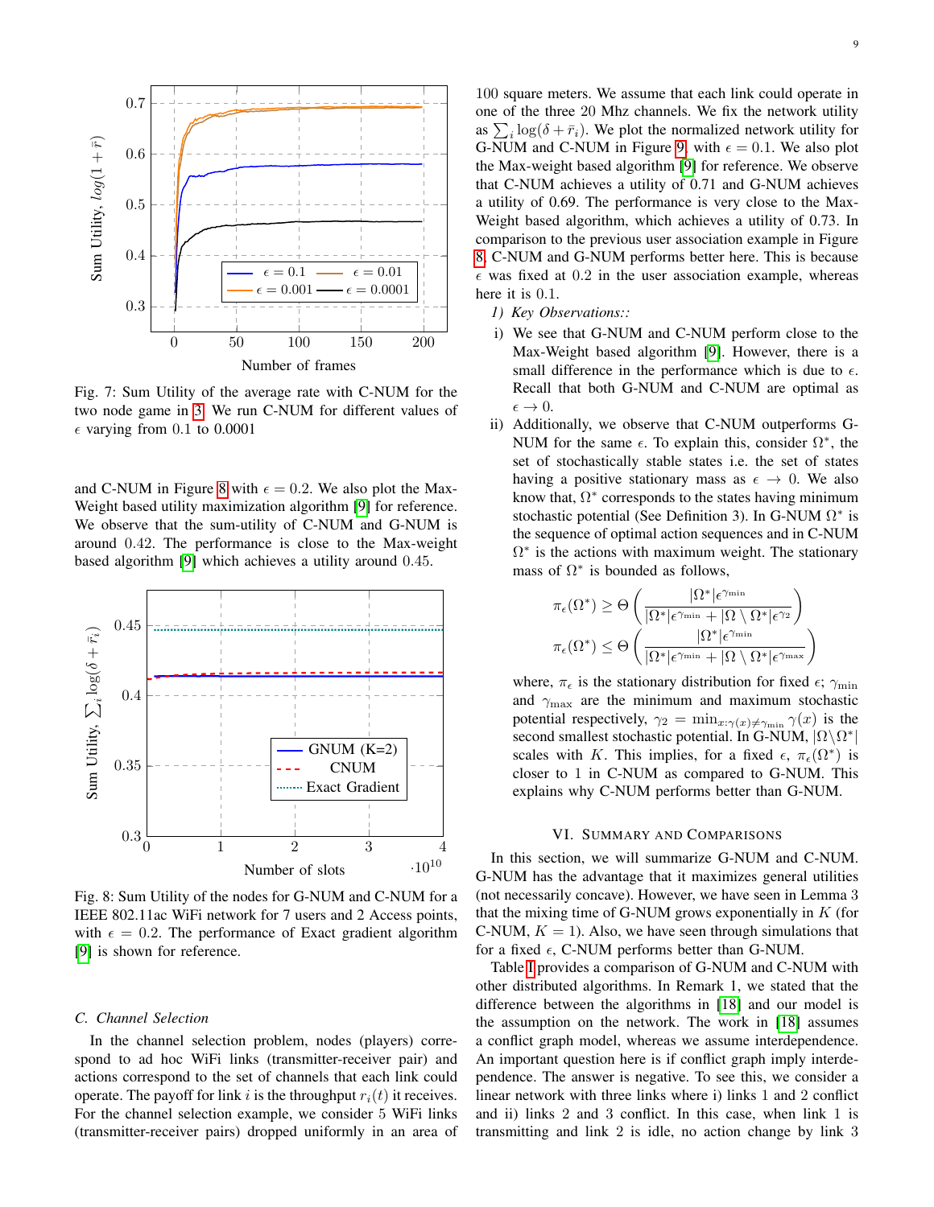Fig. 7: Sum Utility of the average rate with C-NUM for the two node game in 3. We run C-NUM for different values of $\epsilon$ varying from 0.1 to 0.0001

and C-NUM in Figure 8 with $\epsilon = 0.2$. We also plot the Max-Weight based utility maximization algorithm [9] for reference. We observe that the sum-utility of C-NUM is around 0.42. The performance is close to the Max-weight based algorithm [9] which achieves a utility around 0.45.

Fig. 8: Sum Utility of the nodes for G-NUM and C-NUM for a IEEE 802.11ac WiFi network for 7 users and 2 Access points, with $\epsilon = 0.2$. The performance of Exact gradient algorithm [9] is shown for reference.

### C. Channel Selection

In the channel selection problem, nodes (players) correspond to ad hoc WiFi links (transmitter-receiver pair) and actions correspond to the set of channels that each link could operate. The payoff for link $i$ is the throughput $r_i(t)$ it receives. For the channel selection example, we consider 5 WiFi links (transmitter-receiver pairs) dropped uniformly in an area of 100 square meters. We assume that each link could operate in one of the three 20 Mhz channels. We fix the network utility as $\sum_i \log(\delta + \bar{r}_i)$. We plot the normalized network utility for G-NUM and C-NUM in Figure 9, with $\epsilon = 0.1$. We also plot the Max-weight based algorithm [9] for reference. We observe that C-NUM achieves a utility of 0.71 and G-NUM achieves a utility of 0.69. The performance is very close to the Max-Weight based algorithm, which achieves a utility of 0.73. In comparison to the previous user association example in Figure 8, C-NUM and G-NUM performs better here. This is because $\epsilon$ was fixed at 0.2 in the user association example, whereas here it is 0.1.

#### 1) Key Observations::

i) We see that G-NUM and C-NUM perform close to the Max-Weight based algorithm [9]. However, there is a small difference in the performance which is due to $\epsilon$. Recall that both G-NUM and C-NUM are optimal as $\epsilon \to 0$.

ii) Additionally, we observe that C-NUM outperforms G-NUM for the same $\epsilon$. To explain this, consider $\Omega^*$, the set of stochastically stable states i.e. the set of states having a positive stationary mass as $\epsilon \to 0$. We also know that, $\Omega^*$ corresponds to the states having minimum stochastic potential (See Definition 3). In G-NUM $\Omega^*$ is the sequence of optimal action sequences and in C-NUM $\Omega^*$ is the actions with maximum weight. The stationary mass of $\Omega^*$ is bounded as follows,

$$\pi_\epsilon(\Omega^*) \geq \Theta\left(\frac{|\Omega^*|\epsilon^{\gamma_{\min}}}{|\Omega^*|\epsilon^{\gamma_{\min}} + |\Omega \setminus \Omega^*|\epsilon^{\gamma_2}}\right)$$
$$\pi_\epsilon(\Omega^*) \leq \Theta\left(\frac{|\Omega^*|\epsilon^{\gamma_{\min}}}{|\Omega^*|\epsilon^{\gamma_{\min}} + |\Omega \setminus \Omega^*|\epsilon^{\gamma_{\max}}}\right)$$

where, $\pi_\epsilon$ is the stationary distribution for fixed $\epsilon$; $\gamma_{\min}$ and $\gamma_{\max}$ are the minimum and maximum stochastic potential respectively, $\gamma_2 = \min_{x:\gamma(x)\neq\gamma_{\min}} \gamma(x)$ is the second smallest stochastic potential. In G-NUM, $|\Omega \setminus \Omega^*|$ scales with $K$. This implies, for a fixed $\epsilon$, $\pi_\epsilon(\Omega^*)$ is closer to 1 in C-NUM as compared to G-NUM. This explains why C-NUM performs better than G-NUM.

## VI. Summary and Comparisons

In this section, we will summarize G-NUM and C-NUM. G-NUM has the advantage that it maximizes general utilities (not necessarily concave). However, we have seen in Lemma 3 that the mixing time of G-NUM grows exponentially in $K$ (for C-NUM, $K = 1$). Also, we have seen through simulations that for a fixed $\epsilon$, C-NUM performs better than G-NUM.

Table I provides a comparison of G-NUM and C-NUM with other distributed algorithms. In Remark 1, we stated that the difference between the algorithms in [18] and our model is the assumption on the network. The work in [18] assumes a conflict graph model, whereas we assume interdependence. An important question here is if conflict graph imply interdependence. The answer is negative. To see this, we consider a linear network with three links where i) links 1 and 2 conflict and ii) links 2 and 3 conflict. In this case, when link 1 is transmitting and link 2 is idle, no action change by link 3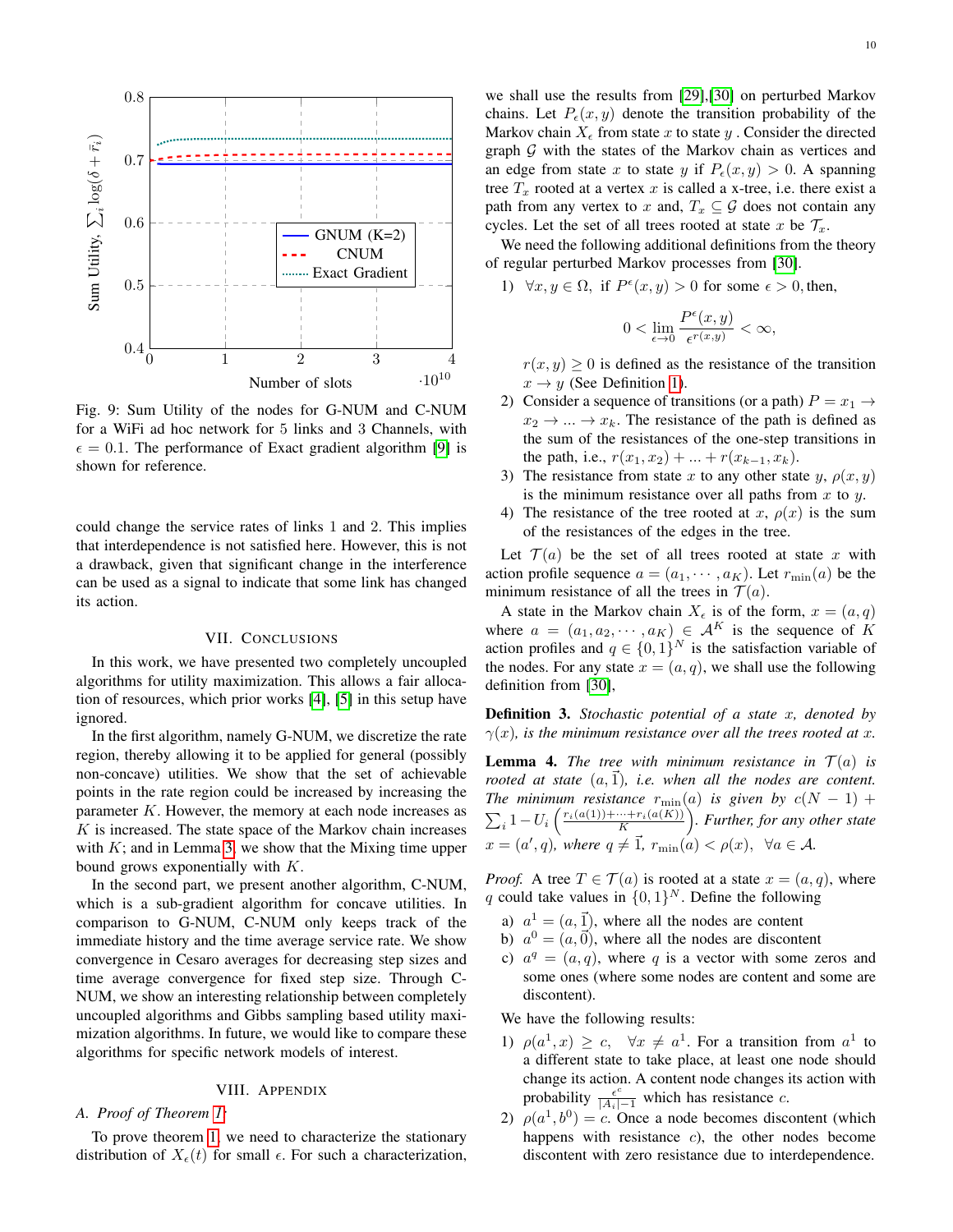Fig. 9: Sum Utility of the nodes for G-NUM and C-NUM for a WiFi ad hoc network for 5 links and 3 Channels, with $\epsilon = 0.1$. The performance of Exact gradient algorithm [9] is shown for reference.

could change the service rates of links 1 and 2. This implies that interdependence is not satisfied here. However, this is not a drawback, given that significant change in the interference can be used as a signal to indicate that some link has changed its action.

## VII. Conclusions

In this work, we have presented two completely uncoupled algorithms for utility maximization. This allows a fair allocation of resources, which prior works [4], [5] in this setup have ignored.

In the first algorithm, namely G-NUM, we discretize the rate region, thereby allowing it to be applied for general (possibly non-concave) utilities. We show that the set of achievable points in the rate region could be increased by increasing the parameter $K$. However, the memory at each node increases as $K$ is increased. The state space of the Markov chain increases with $K$; and in Lemma 3, we show that the Mixing time upper bound grows exponentially with $K$.

In the second part, we present another algorithm, C-NUM, which is a sub-gradient algorithm for concave utilities. In comparison to G-NUM, C-NUM only keeps track of the immediate history and the time average service rate. We show convergence in Cesaro averages for decreasing step sizes and time average convergence for fixed step size. Through C-NUM, we show an interesting relationship between completely uncoupled algorithms and Gibbs sampling based utility maximization algorithms. In future, we would like to compare these algorithms for specific network models of interest.

## VIII. Appendix

### A. Proof of Theorem 1:

To prove theorem 1, we need to characterize the stationary distribution of $X_\epsilon(t)$ for small $\epsilon$. For such a characterization, we shall use the results from [29],[30] on perturbed Markov chains. Let $P_\epsilon(x, y)$ denote the transition probability of the Markov chain $X_\epsilon$ from state $x$ to state $y$ . Consider the directed graph $\mathcal{G}$ with the states of the Markov chain as vertices and an edge from state $x$ to state $y$ if $P_\epsilon(x, y) > 0$. A spanning tree $T_x$ rooted at a vertex $x$ is called a x-tree, i.e. there exist a path from any vertex to $x$ and, $T_x \subseteq \mathcal{G}$ does not contain any cycles. Let the set of all trees rooted at state $x$ be $\mathcal{T}_x$.

We need the following additional definitions from the theory of regular perturbed Markov processes from [30].

1) $\forall x, y \in \Omega$, if $P^\epsilon(x, y) > 0$ for some $\epsilon > 0$, then,

$$0 < \lim_{\epsilon \to 0} \frac{P^\epsilon(x, y)}{\epsilon^{r(x,y)}} < \infty,$$

$r(x, y) \geq 0$ is defined as the resistance of the transition $x \to y$ (See Definition 1).

2) Consider a sequence of transitions (or a path) $P = x_1 \to x_2 \to \ldots \to x_k$. The resistance of the path is defined as the sum of the resistances of the one-step transitions in the path, i.e., $r(x_1, x_2) + \ldots + r(x_{k-1}, x_k)$.

3) The resistance from state $x$ to any other state $y$, $\rho(x, y)$ is the minimum resistance over all paths from $x$ to $y$.

4) The resistance of the tree rooted at $x$, $\rho(x)$ is the sum of the resistances of the edges in the tree.

Let $\mathcal{T}(a)$ be the set of all trees rooted at state $x$ with action profile sequence $a = (a_1, \cdots, a_K)$. Let $r_{\min}(a)$ be the minimum resistance of all the trees in $\mathcal{T}(a)$.

A state in the Markov chain $X_\epsilon$ is of the form, $x = (a, q)$ where $a = (a_1, a_2, \cdots, a_K) \in \mathcal{A}^K$ is the sequence of $K$ action profiles and $q \in \{0, 1\}^N$ is the satisfaction variable of the nodes. For any state $x = (a, q)$, we shall use the following definition from [30],

**Definition 3.** *Stochastic potential of a state $x$, denoted by $\gamma(x)$, is the minimum resistance over all the trees rooted at $x$.*

**Lemma 4.** *The tree with minimum resistance in $\mathcal{T}(a)$ is rooted at state $(a, \vec{1})$, i.e. when all the nodes are content. The minimum resistance $r_{\min}(a)$ is given by $c(N-1) + \sum_i 1 - U_i\left(\frac{r_i(a(1)) + \cdots + r_i(a(K))}{K}\right)$. Further, for any other state $x = (a', q)$, where $q \neq \vec{1}$, $r_{\min}(a) < \rho(x)$, $\forall a \in \mathcal{A}$.*

*Proof.* A tree $T \in \mathcal{T}(a)$ is rooted at a state $x = (a, q)$, where $q$ could take values in $\{0, 1\}^N$. Define the following

a) $a^1 = (a, \vec{1})$, where all the nodes are content
b) $a^0 = (a, \vec{0})$, where all the nodes are discontent
c) $a^q = (a, q)$, where $q$ is a vector with some zeros and some ones (where some nodes are content and some are discontent).

We have the following results:

1) $\rho(a^1, x) \geq c$, $\forall x \neq a^1$. For a transition from $a^1$ to a different state to take place, at least one node should change its action. A content node changes its action with probability $\frac{\epsilon^c}{|A_i|-1}$ which has resistance $c$.
2) $\rho(a^1, b^0) = c$. Once a node becomes discontent (which happens with resistance $c$), the other nodes become discontent with zero resistance due to interdependence.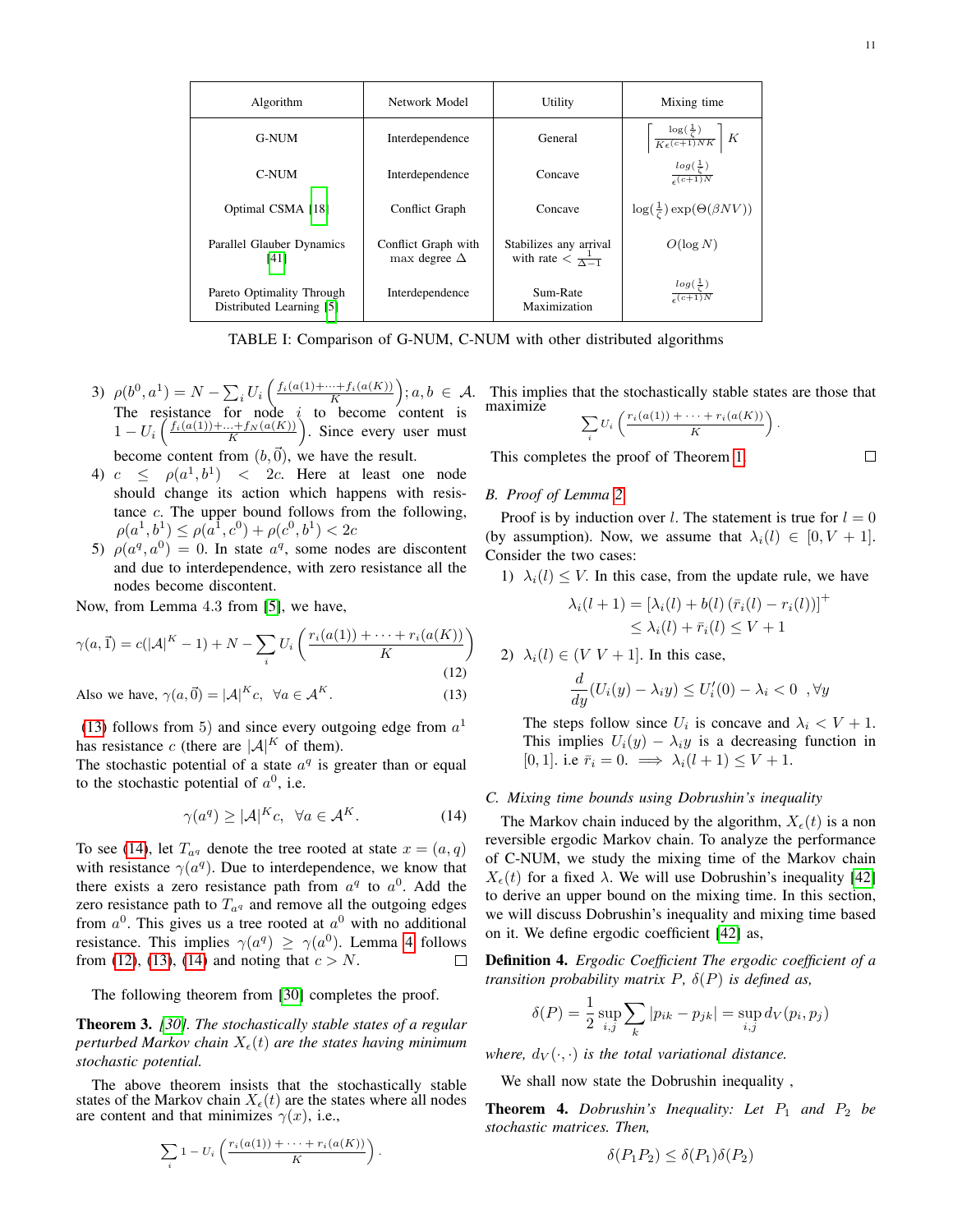| Algorithm | Network Model | Utility | Mixing time |
|---|---|---|---|
| G-NUM | Interdependence | General | $\left\lceil \frac{\log(\frac{1}{\zeta})}{K\epsilon^{(c+1)NK}} \right\rceil K$ |
| C-NUM | Interdependence | Concave | $\frac{log(\frac{1}{\zeta})}{\epsilon^{(c+1)N}}$ |
| Optimal CSMA [18] | Conflict Graph | Concave | $\log(\frac{1}{\zeta})\exp(\Theta(\beta NV))$ |
| Parallel Glauber Dynamics [41] | Conflict Graph with max degree $\Delta$ | Stabilizes any arrival with rate $< \frac{1}{\Delta - 1}$ | $O(\log N)$ |
| Pareto Optimality Through Distributed Learning [5] | Interdependence | Sum-Rate Maximization | $\frac{log(\frac{1}{\zeta})}{\epsilon^{(c+1)N}}$ |

TABLE I: Comparison of G-NUM, C-NUM with other distributed algorithms

3) $\rho(b^0, a^1) = N - \sum_i U_i\left(\frac{f_i(a(1)+\cdots+f_i(a(K))}{K}\right); a, b \in \mathcal{A}$. The resistance for node $i$ to become content is $1 - U_i\left(\frac{f_i(a(1))+\ldots+f_N(a(K))}{K}\right)$. Since every user must become content from $(b, \vec{0})$, we have the result.
4) $c \leq \rho(a^1, b^1) < 2c$. Here at least one node should change its action which happens with resistance $c$. The upper bound follows from the following, $\rho(a^1, b^1) \leq \rho(a^1, c^0) + \rho(c^0, b^1) < 2c$
5) $\rho(a^q, a^0) = 0$. In state $a^q$, some nodes are discontent and due to interdependence, with zero resistance all the nodes become discontent.

Now, from Lemma 4.3 from [5], we have,

$$\gamma(a, \vec{1}) = c(|\mathcal{A}|^K - 1) + N - \sum_i U_i\left(\frac{r_i(a(1)) + \cdots + r_i(a(K))}{K}\right) \tag{12}$$

Also we have, $\gamma(a, \vec{0}) = |\mathcal{A}|^K c, \ \ \forall a \in \mathcal{A}^K$. (13)

(13) follows from 5) and since every outgoing edge from $a^1$ has resistance $c$ (there are $|\mathcal{A}|^K$ of them).
The stochastic potential of a state $a^q$ is greater than or equal to the stochastic potential of $a^0$, i.e.

$$\gamma(a^q) \geq |\mathcal{A}|^K c, \ \ \forall a \in \mathcal{A}^K. \tag{14}$$

To see (14), let $T_{a^q}$ denote the tree rooted at state $x = (a, q)$ with resistance $\gamma(a^q)$. Due to interdependence, we know that there exists a zero resistance path from $a^q$ to $a^0$. Add the zero resistance path to $T_{a^q}$ and remove all the outgoing edges from $a^0$. This gives us a tree rooted at $a^0$ with no additional resistance. This implies $\gamma(a^q) \geq \gamma(a^0)$. Lemma 4 follows from (12), (13), (14) and noting that $c > N$. □

The following theorem from [30] completes the proof.

**Theorem 3.** *[30]. The stochastically stable states of a regular perturbed Markov chain $X_\epsilon(t)$ are the states having minimum stochastic potential.*

The above theorem insists that the stochastically stable states of the Markov chain $X_\epsilon(t)$ are the states where all nodes are content and that minimizes $\gamma(x)$, i.e.,

$$\sum_i 1 - U_i\left(\frac{r_i(a(1)) + \cdots + r_i(a(K))}{K}\right).$$

This implies that the stochastically stable states are those that maximize

$$\sum_i U_i\left(\frac{r_i(a(1)) + \cdots + r_i(a(K))}{K}\right).$$

This completes the proof of Theorem 1. □

### B. Proof of Lemma 2

Proof is by induction over $l$. The statement is true for $l = 0$ (by assumption). Now, we assume that $\lambda_i(l) \in [0, V+1]$. Consider the two cases:

1) $\lambda_i(l) \leq V$. In this case, from the update rule, we have

$$\lambda_i(l+1) = [\lambda_i(l) + b(l)\left(\bar{r}_i(l) - r_i(l)\right)]^+ \\ \leq \lambda_i(l) + \bar{r}_i(l) \leq V + 1$$

2) $\lambda_i(l) \in (V \; V+1]$. In this case,

$$\frac{d}{dy}(U_i(y) - \lambda_i y) \leq U_i'(0) - \lambda_i < 0 \ \ , \forall y$$

The steps follow since $U_i$ is concave and $\lambda_i < V+1$. This implies $U_i(y) - \lambda_i y$ is a decreasing function in $[0, 1]$. i.e $\bar{r}_i = 0. \implies \lambda_i(l+1) \leq V+1$.

### C. Mixing time bounds using Dobrushin's inequality

The Markov chain induced by the algorithm, $X_\epsilon(t)$ is a non reversible ergodic Markov chain. To analyze the performance of C-NUM, we study the mixing time of the Markov chain $X_\epsilon(t)$ for a fixed $\lambda$. We will use Dobrushin's inequality [42] to derive an upper bound on the mixing time. In this section, we will discuss Dobrushin's inequality and mixing time based on it. We define ergodic coefficient [42] as,

**Definition 4.** *Ergodic Coefficient The ergodic coefficient of a transition probability matrix $P$, $\delta(P)$ is defined as,*

$$\delta(P) = \frac{1}{2}\sup_{i,j}\sum_k |p_{ik} - p_{jk}| = \sup_{i,j} d_V(p_i, p_j)$$

*where, $d_V(\cdot, \cdot)$ is the total variational distance.*

We shall now state the Dobrushin inequality ,

**Theorem 4.** *Dobrushin's Inequality: Let $P_1$ and $P_2$ be stochastic matrices. Then,*

$$\delta(P_1 P_2) \leq \delta(P_1)\delta(P_2)$$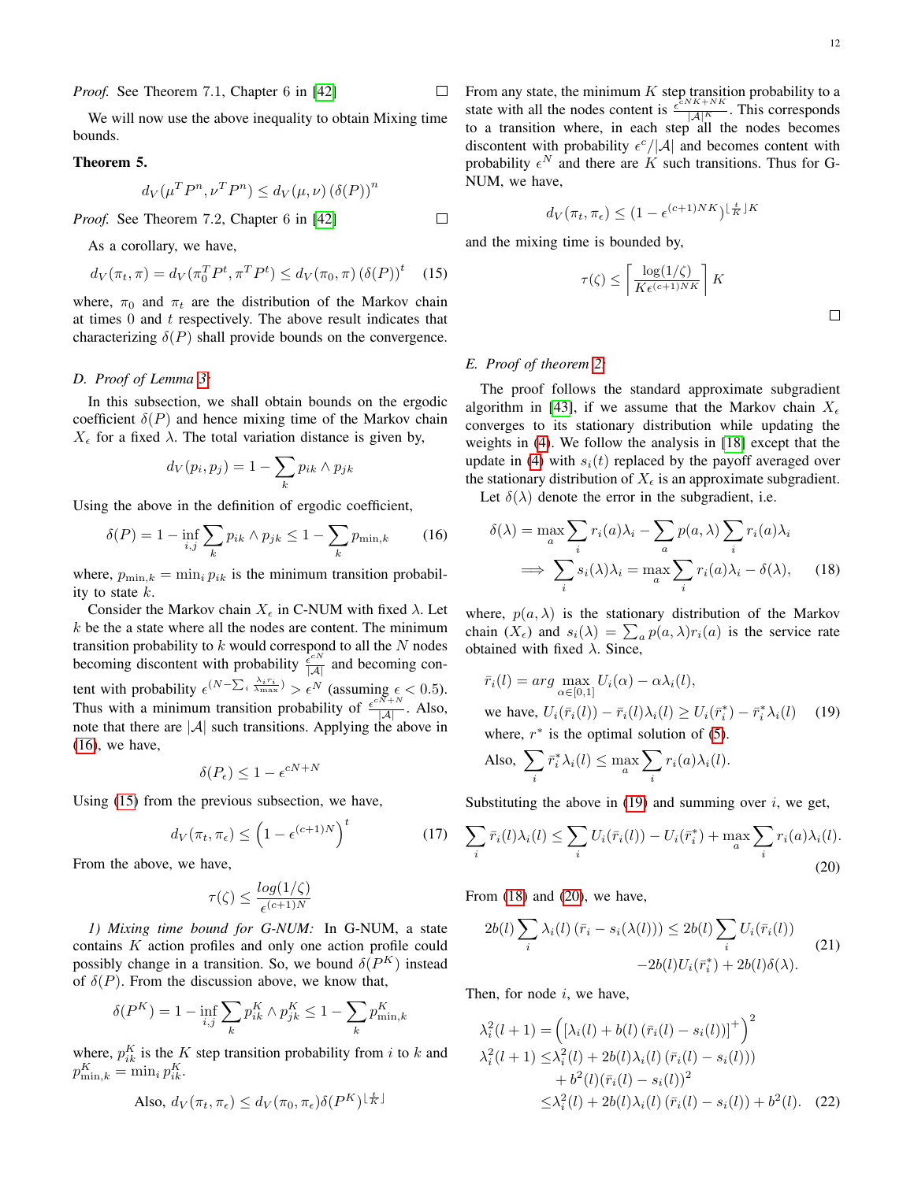*Proof.* See Theorem 7.1, Chapter 6 in [42] $\square$

We will now use the above inequality to obtain Mixing time bounds.

**Theorem 5.**

$$d_V(\mu^T P^n, \nu^T P^n) \leq d_V(\mu, \nu)\, (\delta(P))^n$$

*Proof.* See Theorem 7.2, Chapter 6 in [42] $\square$

As a corollary, we have,

$$d_V(\pi_t, \pi) = d_V(\pi_0^T P^t, \pi^T P^t) \leq d_V(\pi_0, \pi)\, (\delta(P))^t \tag{15}$$

where, $\pi_0$ and $\pi_t$ are the distribution of the Markov chain at times 0 and $t$ respectively. The above result indicates that characterizing $\delta(P)$ shall provide bounds on the convergence.

### D. Proof of Lemma 3:

In this subsection, we shall obtain bounds on the ergodic coefficient $\delta(P)$ and hence mixing time of the Markov chain $X_\epsilon$ for a fixed $\lambda$. The total variation distance is given by,

$$d_V(p_i, p_j) = 1 - \sum_k p_{ik} \wedge p_{jk}$$

Using the above in the definition of ergodic coefficient,

$$\delta(P) = 1 - \inf_{i,j} \sum_k p_{ik} \wedge p_{jk} \leq 1 - \sum_k p_{\min,k} \tag{16}$$

where, $p_{\min,k} = \min_i p_{ik}$ is the minimum transition probability to state $k$.

Consider the Markov chain $X_\epsilon$ in C-NUM with fixed $\lambda$. Let $k$ be the a state where all the nodes are content. The minimum transition probability to $k$ would correspond to all the $N$ nodes becoming discontent with probability $\frac{\epsilon^{cN}}{|\mathcal{A}|}$ and becoming content with probability $\epsilon^{(N - \sum_i \frac{\lambda_i r_i}{\lambda_{\max}})} > \epsilon^N$ (assuming $\epsilon < 0.5$). Thus with a minimum transition probability of $\frac{\epsilon^{cN+N}}{|\mathcal{A}|}$. Also, note that there are $|\mathcal{A}|$ such transitions. Applying the above in (16), we have,

$$\delta(P_\epsilon) \leq 1 - \epsilon^{cN+N}$$

Using (15) from the previous subsection, we have,

$$d_V(\pi_t, \pi_\epsilon) \leq \left(1 - \epsilon^{(c+1)N}\right)^t \tag{17}$$

From the above, we have,

$$\tau(\zeta) \leq \frac{\log(1/\zeta)}{\epsilon^{(c+1)N}}$$

*1) Mixing time bound for G-NUM:* In G-NUM, a state contains $K$ action profiles and only one action profile could possibly change in a transition. So, we bound $\delta(P^K)$ instead of $\delta(P)$. From the discussion above, we know that,

$$\delta(P^K) = 1 - \inf_{i,j} \sum_k p_{ik}^K \wedge p_{jk}^K \leq 1 - \sum_k p_{\min,k}^K$$

where, $p_{ik}^K$ is the $K$ step transition probability from $i$ to $k$ and $p_{\min,k}^K = \min_i p_{ik}^K$.

$$\text{Also, } d_V(\pi_t, \pi_\epsilon) \leq d_V(\pi_0, \pi_\epsilon)\delta(P^K)^{\lfloor \frac{t}{K} \rfloor}$$

From any state, the minimum $K$ step transition probability to a state with all the nodes content is $\frac{\epsilon^{cNK+NK}}{|\mathcal{A}|^K}$. This corresponds to a transition where, in each step all the nodes becomes discontent with probability $\epsilon^c/|\mathcal{A}|$ and becomes content with probability $\epsilon^N$ and there are $K$ such transitions. Thus for G-NUM, we have,

$$d_V(\pi_t, \pi_\epsilon) \leq (1 - \epsilon^{(c+1)NK})^{\lfloor \frac{t}{K} \rfloor K}$$

and the mixing time is bounded by,

$$\tau(\zeta) \leq \left\lceil \frac{\log(1/\zeta)}{K \epsilon^{(c+1)NK}} \right\rceil K$$

$\square$

### E. Proof of theorem 2:

The proof follows the standard approximate subgradient algorithm in [43], if we assume that the Markov chain $X_\epsilon$ converges to its stationary distribution while updating the weights in (4). We follow the analysis in [18] except that the update in (4) with $s_i(t)$ replaced by the payoff averaged over the stationary distribution of $X_\epsilon$ is an approximate subgradient.

Let $\delta(\lambda)$ denote the error in the subgradient, i.e.

$$\begin{aligned}
\delta(\lambda) &= \max_a \sum_i r_i(a)\lambda_i - \sum_a p(a, \lambda) \sum_i r_i(a)\lambda_i \\
\implies \sum_i s_i(\lambda)\lambda_i &= \max_a \sum_i r_i(a)\lambda_i - \delta(\lambda),
\end{aligned} \tag{18}$$

where, $p(a, \lambda)$ is the stationary distribution of the Markov chain $(X_\epsilon)$ and $s_i(\lambda) = \sum_a p(a, \lambda) r_i(a)$ is the service rate obtained with fixed $\lambda$. Since,

$$\bar{r}_i(l) = arg \max_{\alpha \in [0,1]} U_i(\alpha) - \alpha \lambda_i(l),$$

$$\text{we have, } U_i(\bar{r}_i(l)) - \bar{r}_i(l)\lambda_i(l) \geq U_i(\bar{r}_i^*) - \bar{r}_i^* \lambda_i(l) \tag{19}$$

where, $r^*$ is the optimal solution of (5).

$$\text{Also, } \sum_i \bar{r}_i^* \lambda_i(l) \leq \max_a \sum_i r_i(a)\lambda_i(l).$$

Substituting the above in (19) and summing over $i$, we get,

$$\sum_i \bar{r}_i(l)\lambda_i(l) \leq \sum_i U_i(\bar{r}_i(l)) - U_i(\bar{r}_i^*) + \max_a \sum_i r_i(a)\lambda_i(l). \tag{20}$$

From (18) and (20), we have,

$$\begin{aligned}
2b(l) \sum_i \lambda_i(l)\left(\bar{r}_i - s_i(\lambda(l))\right) \leq 2b(l) \sum_i U_i(\bar{r}_i(l)) \\
-2b(l)U_i(\bar{r}_i^*) + 2b(l)\delta(\lambda).
\end{aligned} \tag{21}$$

Then, for node $i$, we have,

$$\begin{aligned}
\lambda_i^2(l+1) &= \left([\lambda_i(l) + b(l)\left(\bar{r}_i(l) - s_i(l)\right)]^+\right)^2 \\
\lambda_i^2(l+1) &\leq \lambda_i^2(l) + 2b(l)\lambda_i(l)\left(\bar{r}_i(l) - s_i(l)\right)) \\
&\quad + b^2(l)(\bar{r}_i(l) - s_i(l))^2 \\
&\leq \lambda_i^2(l) + 2b(l)\lambda_i(l)\left(\bar{r}_i(l) - s_i(l)\right) + b^2(l).
\end{aligned} \tag{22}$$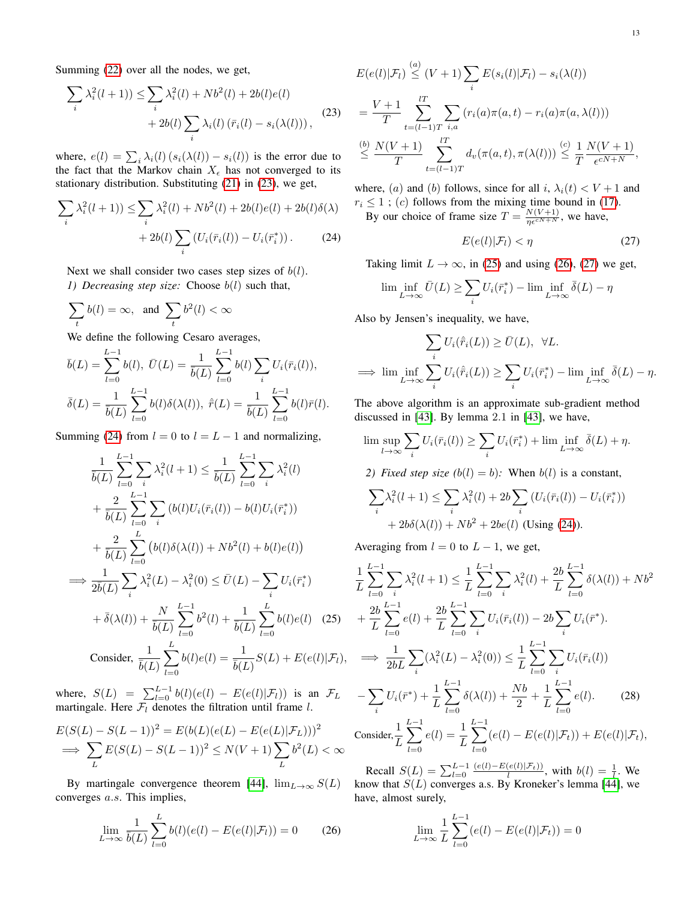Summing (22) over all the nodes, we get,

$$\sum_i \lambda_i^2(l+1)) \leq \sum_i \lambda_i^2(l) + Nb^2(l) + 2b(l)e(l) + 2b(l)\sum_i \lambda_i(l)\left(\bar{r}_i(l) - s_i(\lambda(l))\right), \tag{23}$$

where, $e(l) = \sum_i \lambda_i(l)\left(s_i(\lambda(l)) - s_i(l)\right)$ is the error due to the fact that the Markov chain $X_\epsilon$ has not converged to its stationary distribution. Substituting (21) in (23), we get,

$$\sum_i \lambda_i^2(l+1)) \leq \sum_i \lambda_i^2(l) + Nb^2(l) + 2b(l)e(l) + 2b(l)\delta(\lambda) + 2b(l)\sum_i \left(U_i(\bar{r}_i(l)) - U_i(\bar{r}_i^*)\right). \tag{24}$$

Next we shall consider two cases step sizes of $b(l)$.

*1) Decreasing step size:* Choose $b(l)$ such that,

$$\sum_t b(l) = \infty, \text{ and } \sum_t b^2(l) < \infty$$

We define the following Cesaro averages,

$$\bar{b}(L) = \sum_{l=0}^{L-1} b(l),\ \bar{U}(L) = \frac{1}{\bar{b}(L)}\sum_{l=0}^{L-1} b(l)\sum_i U_i(\bar{r}_i(l)),$$

$$\bar{\delta}(L) = \frac{1}{\bar{b}(L)}\sum_{l=0}^{L-1} b(l)\delta(\lambda(l)),\ \hat{\bar{r}}(L) = \frac{1}{\bar{b}(L)}\sum_{l=0}^{L-1} b(l)\bar{r}(l).$$

Summing (24) from $l=0$ to $l=L-1$ and normalizing,

$$\frac{1}{\bar{b}(L)}\sum_{l=0}^{L-1}\sum_i \lambda_i^2(l+1) \leq \frac{1}{\bar{b}(L)}\sum_{l=0}^{L-1}\sum_i \lambda_i^2(l) + \frac{2}{\bar{b}(L)}\sum_{l=0}^{L-1}\sum_i \left(b(l)U_i(\bar{r}_i(l)) - b(l)U_i(\bar{r}_i^*)\right) + \frac{2}{\bar{b}(L)}\sum_{l=0}^{L}\left(b(l)\delta(\lambda(l)) + Nb^2(l) + b(l)e(l)\right)$$

$$\implies \frac{1}{2\bar{b}(L)}\sum_i \lambda_i^2(L) - \lambda_i^2(0) \leq \bar{U}(L) - \sum_i U_i(\bar{r}_i^*) + \bar{\delta}(\lambda(l)) + \frac{N}{\bar{b}(L)}\sum_{l=0}^{L-1} b^2(l) + \frac{1}{\bar{b}(L)}\sum_{l=0}^{L} b(l)e(l) \tag{25}$$

$$\text{Consider, } \frac{1}{\bar{b}(L)}\sum_{l=0}^{L} b(l)e(l) = \frac{1}{\bar{b}(L)}S(L) + E(e(l)|\mathcal{F}_l),$$

where, $S(L) = \sum_{l=0}^{L-1} b(l)(e(l) - E(e(l)|\mathcal{F}_l))$ is an $\mathcal{F}_L$ martingale. Here $\mathcal{F}_l$ denotes the filtration until frame $l$.

$$E(S(L) - S(L-1))^2 = E(b(L)(e(L) - E(e(L)|\mathcal{F}_L)))^2$$
$$\implies \sum_L E(S(L) - S(L-1))^2 \leq N(V+1)\sum_L b^2(L) < \infty$$

By martingale convergence theorem [44], $\lim_{L\to\infty} S(L)$ converges $a.s.$ This implies,

$$\lim_{L\to\infty}\frac{1}{\bar{b}(L)}\sum_{l=0}^{L} b(l)(e(l) - E(e(l)|\mathcal{F}_l)) = 0 \tag{26}$$

$$E(e(l)|\mathcal{F}_l) \overset{(a)}{\leq} (V+1)\sum_i E(s_i(l)|\mathcal{F}_l) - s_i(\lambda(l))$$
$$= \frac{V+1}{T}\sum_{t=(l-1)T}^{lT}\sum_{i,a}\left(r_i(a)\pi(a,t) - r_i(a)\pi(a,\lambda(l))\right)$$
$$\overset{(b)}{\leq} \frac{N(V+1)}{T}\sum_{t=(l-1)T}^{lT} d_v(\pi(a,t),\pi(\lambda(l))) \overset{(c)}{\leq} \frac{1}{T}\frac{N(V+1)}{\epsilon^{cN+N}},$$

where, $(a)$ and $(b)$ follows, since for all $i$, $\lambda_i(t) < V+1$ and $r_i \leq 1$ ; $(c)$ follows from the mixing time bound in (17).

By our choice of frame size $T = \frac{N(V+1)}{\eta\epsilon^{cN+N}}$, we have,

$$E(e(l)|\mathcal{F}_l) < \eta \tag{27}$$

Taking limit $L\to\infty$, in (25) and using (26), (27) we get,

$$\liminf_{L\to\infty}\bar{U}(L) \geq \sum_i U_i(\bar{r}_i^*) - \liminf_{L\to\infty}\bar{\delta}(L) - \eta$$

Also by Jensen's inequality, we have,

$$\sum_i U_i(\hat{\bar{r}}_i(L)) \geq \bar{U}(L),\ \ \forall L.$$

$$\implies \liminf_{L\to\infty}\sum_i U_i(\hat{\bar{r}}_i(L)) \geq \sum_i U_i(\bar{r}_i^*) - \liminf_{L\to\infty}\bar{\delta}(L) - \eta.$$

The above algorithm is an approximate sub-gradient method discussed in [43]. By lemma 2.1 in [43], we have,

$$\limsup_{l\to\infty}\sum_i U_i(\bar{r}_i(l)) \geq \sum_i U_i(\bar{r}_i^*) + \liminf_{L\to\infty}\bar{\delta}(L) + \eta.$$

*2) Fixed step size ($b(l) = b$):* When $b(l)$ is a constant,

$$\sum_i \lambda_i^2(l+1) \leq \sum_i \lambda_i^2(l) + 2b\sum_i \left(U_i(\bar{r}_i(l)) - U_i(\bar{r}_i^*)\right) + 2b\delta(\lambda(l)) + Nb^2 + 2be(l) \text{ (Using (24)).}$$

Averaging from $l=0$ to $L-1$, we get,

$$\frac{1}{L}\sum_{l=0}^{L-1}\sum_i \lambda_i^2(l+1) \leq \frac{1}{L}\sum_{l=0}^{L-1}\sum_i \lambda_i^2(l) + \frac{2b}{L}\sum_{l=0}^{L-1}\delta(\lambda(l)) + Nb^2 + \frac{2b}{L}\sum_{l=0}^{L-1}e(l) + \frac{2b}{L}\sum_{l=0}^{L-1}\sum_i U_i(\bar{r}_i(l)) - 2b\sum_i U_i(\bar{r}^*).$$

$$\implies \frac{1}{2bL}\sum_i(\lambda_i^2(L) - \lambda_i^2(0)) \leq \frac{1}{L}\sum_{l=0}^{L-1}\sum_i U_i(\bar{r}_i(l)) - \sum_i U_i(\bar{r}^*) + \frac{1}{L}\sum_{l=0}^{L-1}\delta(\lambda(l)) + \frac{Nb}{2} + \frac{1}{L}\sum_{l=0}^{L-1}e(l). \tag{28}$$

$$\text{Consider, } \frac{1}{L}\sum_{l=0}^{L-1}e(l) = \frac{1}{L}\sum_{l=0}^{L-1}(e(l) - E(e(l)|\mathcal{F}_t)) + E(e(l)|\mathcal{F}_t),$$

Recall $S(L) = \sum_{l=0}^{L-1}\frac{(e(l) - E(e(l)|\mathcal{F}_t))}{l}$, with $b(l) = \frac{1}{l}$. We know that $S(L)$ converges a.s. By Kroneker's lemma [44], we have, almost surely,

$$\lim_{L\to\infty}\frac{1}{L}\sum_{l=0}^{L-1}(e(l) - E(e(l)|\mathcal{F}_t)) = 0$$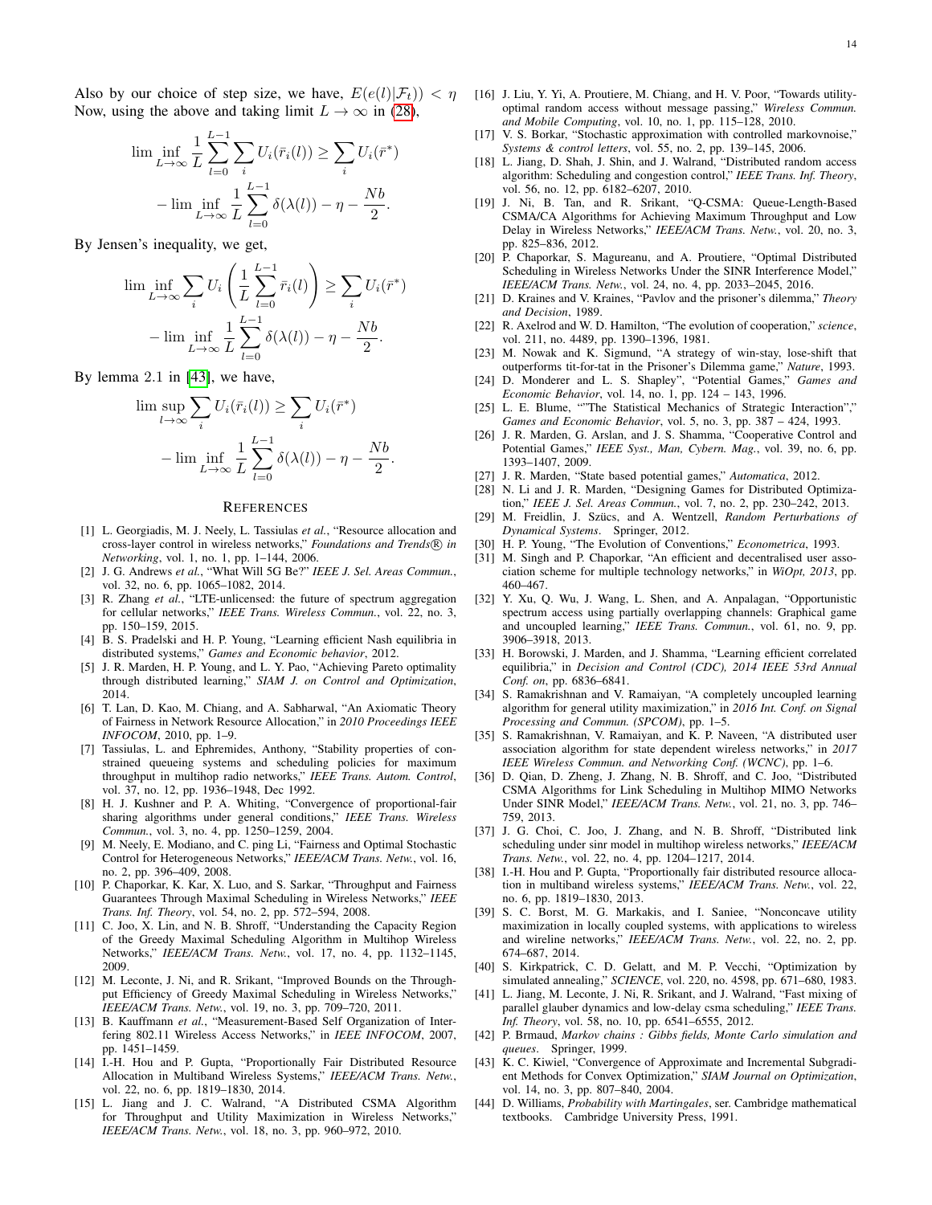Also by our choice of step size, we have, $E(e(l)|\mathcal{F}_t)) < \eta$ Now, using the above and taking limit $L \to \infty$ in (28),

$$\liminf_{L\to\infty} \frac{1}{L} \sum_{l=0}^{L-1} \sum_i U_i(\bar{r}_i(l)) \geq \sum_i U_i(\bar{r}^*) - \liminf_{L\to\infty} \frac{1}{L} \sum_{l=0}^{L-1} \delta(\lambda(l)) - \eta - \frac{Nb}{2}.$$

By Jensen's inequality, we get,

$$\liminf_{L\to\infty} \sum_i U_i\left(\frac{1}{L} \sum_{l=0}^{L-1} \bar{r}_i(l)\right) \geq \sum_i U_i(\bar{r}^*) - \liminf_{L\to\infty} \frac{1}{L} \sum_{l=0}^{L-1} \delta(\lambda(l)) - \eta - \frac{Nb}{2}.$$

By lemma 2.1 in [43], we have,

$$\limsup_{l\to\infty} \sum_i U_i(\bar{r}_i(l)) \geq \sum_i U_i(\bar{r}^*) - \liminf_{L\to\infty} \frac{1}{L} \sum_{l=0}^{L-1} \delta(\lambda(l)) - \eta - \frac{Nb}{2}.$$

## References

[1] L. Georgiadis, M. J. Neely, L. Tassiulas *et al.*, "Resource allocation and cross-layer control in wireless networks," *Foundations and Trends® in Networking*, vol. 1, no. 1, pp. 1–144, 2006.

[2] J. G. Andrews *et al.*, "What Will 5G Be?" *IEEE J. Sel. Areas Commun.*, vol. 32, no. 6, pp. 1065–1082, 2014.

[3] R. Zhang *et al.*, "LTE-unlicensed: the future of spectrum aggregation for cellular networks," *IEEE Trans. Wireless Commun.*, vol. 22, no. 3, pp. 150–159, 2015.

[4] B. S. Pradelski and H. P. Young, "Learning efficient Nash equilibria in distributed systems," *Games and Economic behavior*, 2012.

[5] J. R. Marden, H. P. Young, and L. Y. Pao, "Achieving Pareto optimality through distributed learning," *SIAM J. on Control and Optimization*, 2014.

[6] T. Lan, D. Kao, M. Chiang, and A. Sabharwal, "An Axiomatic Theory of Fairness in Network Resource Allocation," in *2010 Proceedings IEEE INFOCOM*, 2010, pp. 1–9.

[7] Tassiulas, L. and Ephremides, Anthony, "Stability properties of constrained queueing systems and scheduling policies for maximum throughput in multihop radio networks," *IEEE Trans. Autom. Control*, vol. 37, no. 12, pp. 1936–1948, Dec 1992.

[8] H. J. Kushner and P. A. Whiting, "Convergence of proportional-fair sharing algorithms under general conditions," *IEEE Trans. Wireless Commun.*, vol. 3, no. 4, pp. 1250–1259, 2004.

[9] M. Neely, E. Modiano, and C. ping Li, "Fairness and Optimal Stochastic Control for Heterogeneous Networks," *IEEE/ACM Trans. Netw.*, vol. 16, no. 2, pp. 396–409, 2008.

[10] P. Chaporkar, K. Kar, X. Luo, and S. Sarkar, "Throughput and Fairness Guarantees Through Maximal Scheduling in Wireless Networks," *IEEE Trans. Inf. Theory*, vol. 54, no. 2, pp. 572–594, 2008.

[11] C. Joo, X. Lin, and N. B. Shroff, "Understanding the Capacity Region of the Greedy Maximal Scheduling Algorithm in Multihop Wireless Networks," *IEEE/ACM Trans. Netw.*, vol. 17, no. 4, pp. 1132–1145, 2009.

[12] M. Leconte, J. Ni, and R. Srikant, "Improved Bounds on the Throughput Efficiency of Greedy Maximal Scheduling in Wireless Networks," *IEEE/ACM Trans. Netw.*, vol. 19, no. 3, pp. 709–720, 2011.

[13] B. Kauffmann *et al.*, "Measurement-Based Self Organization of Interfering 802.11 Wireless Access Networks," in *IEEE INFOCOM*, 2007, pp. 1451–1459.

[14] I.-H. Hou and P. Gupta, "Proportionally Fair Distributed Resource Allocation in Multiband Wireless Systems," *IEEE/ACM Trans. Netw.*, vol. 22, no. 6, pp. 1819–1830, 2014.

[15] L. Jiang and J. C. Walrand, "A Distributed CSMA Algorithm for Throughput and Utility Maximization in Wireless Networks," *IEEE/ACM Trans. Netw.*, vol. 18, no. 3, pp. 960–972, 2010.

[16] J. Liu, Y. Yi, A. Proutiere, M. Chiang, and H. V. Poor, "Towards utility-optimal random access without message passing," *Wireless Commun. and Mobile Computing*, vol. 10, no. 1, pp. 115–128, 2010.

[17] V. S. Borkar, "Stochastic approximation with controlled markovnoise," *Systems & control letters*, vol. 55, no. 2, pp. 139–145, 2006.

[18] L. Jiang, D. Shah, J. Shin, and J. Walrand, "Distributed random access algorithm: Scheduling and congestion control," *IEEE Trans. Inf. Theory*, vol. 56, no. 12, pp. 6182–6207, 2010.

[19] J. Ni, B. Tan, and R. Srikant, "Q-CSMA: Queue-Length-Based CSMA/CA Algorithms for Achieving Maximum Throughput and Low Delay in Wireless Networks," *IEEE/ACM Trans. Netw.*, vol. 20, no. 3, pp. 825–836, 2012.

[20] P. Chaporkar, S. Magureanu, and A. Proutiere, "Optimal Distributed Scheduling in Wireless Networks Under the SINR Interference Model," *IEEE/ACM Trans. Netw.*, vol. 24, no. 4, pp. 2033–2045, 2016.

[21] D. Kraines and V. Kraines, "Pavlov and the prisoner's dilemma," *Theory and Decision*, 1989.

[22] R. Axelrod and W. D. Hamilton, "The evolution of cooperation," *science*, vol. 211, no. 4489, pp. 1390–1396, 1981.

[23] M. Nowak and K. Sigmund, "A strategy of win-stay, lose-shift that outperforms tit-for-tat in the Prisoner's Dilemma game," *Nature*, 1993.

[24] D. Monderer and L. S. Shapley", "Potential Games," *Games and Economic Behavior*, vol. 14, no. 1, pp. 124 – 143, 1996.

[25] L. E. Blume, ""The Statistical Mechanics of Strategic Interaction"," *Games and Economic Behavior*, vol. 5, no. 3, pp. 387 – 424, 1993.

[26] J. R. Marden, G. Arslan, and J. S. Shamma, "Cooperative Control and Potential Games," *IEEE Syst., Man, Cybern. Mag.*, vol. 39, no. 6, pp. 1393–1407, 2009.

[27] J. R. Marden, "State based potential games," *Automatica*, 2012.

[28] N. Li and J. R. Marden, "Designing Games for Distributed Optimization," *IEEE J. Sel. Areas Commun.*, vol. 7, no. 2, pp. 230–242, 2013.

[29] M. Freidlin, J. Szücs, and A. Wentzell, *Random Perturbations of Dynamical Systems*. Springer, 2012.

[30] H. P. Young, "The Evolution of Conventions," *Econometrica*, 1993.

[31] M. Singh and P. Chaporkar, "An efficient and decentralised user association scheme for multiple technology networks," in *WiOpt, 2013*, pp. 460–467.

[32] Y. Xu, Q. Wu, J. Wang, L. Shen, and A. Anpalagan, "Opportunistic spectrum access using partially overlapping channels: Graphical game and uncoupled learning," *IEEE Trans. Commun.*, vol. 61, no. 9, pp. 3906–3918, 2013.

[33] H. Borowski, J. Marden, and J. Shamma, "Learning efficient correlated equilibria," in *Decision and Control (CDC), 2014 IEEE 53rd Annual Conf. on*, pp. 6836–6841.

[34] S. Ramakrishnan and V. Ramaiyan, "A completely uncoupled learning algorithm for general utility maximization," in *2016 Int. Conf. on Signal Processing and Commun. (SPCOM)*, pp. 1–5.

[35] S. Ramakrishnan, V. Ramaiyan, and K. P. Naveen, "A distributed user association algorithm for state dependent wireless networks," in *2017 IEEE Wireless Commun. and Networking Conf. (WCNC)*, pp. 1–6.

[36] D. Qian, D. Zheng, J. Zhang, N. B. Shroff, and C. Joo, "Distributed CSMA Algorithms for Link Scheduling in Multihop MIMO Networks Under SINR Model," *IEEE/ACM Trans. Netw.*, vol. 21, no. 3, pp. 746–759, 2013.

[37] J. G. Choi, C. Joo, J. Zhang, and N. B. Shroff, "Distributed link scheduling under sinr model in multihop wireless networks," *IEEE/ACM Trans. Netw.*, vol. 22, no. 4, pp. 1204–1217, 2014.

[38] I.-H. Hou and P. Gupta, "Proportionally fair distributed resource allocation in multiband wireless systems," *IEEE/ACM Trans. Netw.*, vol. 22, no. 6, pp. 1819–1830, 2013.

[39] S. C. Borst, M. G. Markakis, and I. Saniee, "Nonconcave utility maximization in locally coupled systems, with applications to wireless and wireline networks," *IEEE/ACM Trans. Netw.*, vol. 22, no. 2, pp. 674–687, 2014.

[40] S. Kirkpatrick, C. D. Gelatt, and M. P. Vecchi, "Optimization by simulated annealing," *SCIENCE*, vol. 220, no. 4598, pp. 671–680, 1983.

[41] L. Jiang, M. Leconte, J. Ni, R. Srikant, and J. Walrand, "Fast mixing of parallel glauber dynamics and low-delay csma scheduling," *IEEE Trans. Inf. Theory*, vol. 58, no. 10, pp. 6541–6555, 2012.

[42] P. Brmaud, *Markov chains : Gibbs fields, Monte Carlo simulation and queues*. Springer, 1999.

[43] K. C. Kiwiel, "Convergence of Approximate and Incremental Subgradient Methods for Convex Optimization," *SIAM Journal on Optimization*, vol. 14, no. 3, pp. 807–840, 2004.

[44] D. Williams, *Probability with Martingales*, ser. Cambridge mathematical textbooks. Cambridge University Press, 1991.